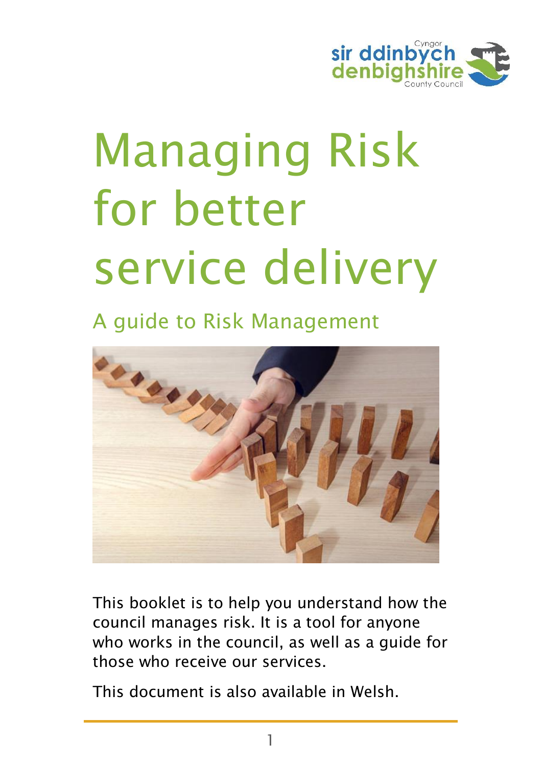# Managing Risk for better service delivery

## A guide to Risk Management

This booklet is to help you understand how the council manages risk. It is a tool for anyone who works in the council, as well as a guide for those who receive our services.

This document is also available in Welsh.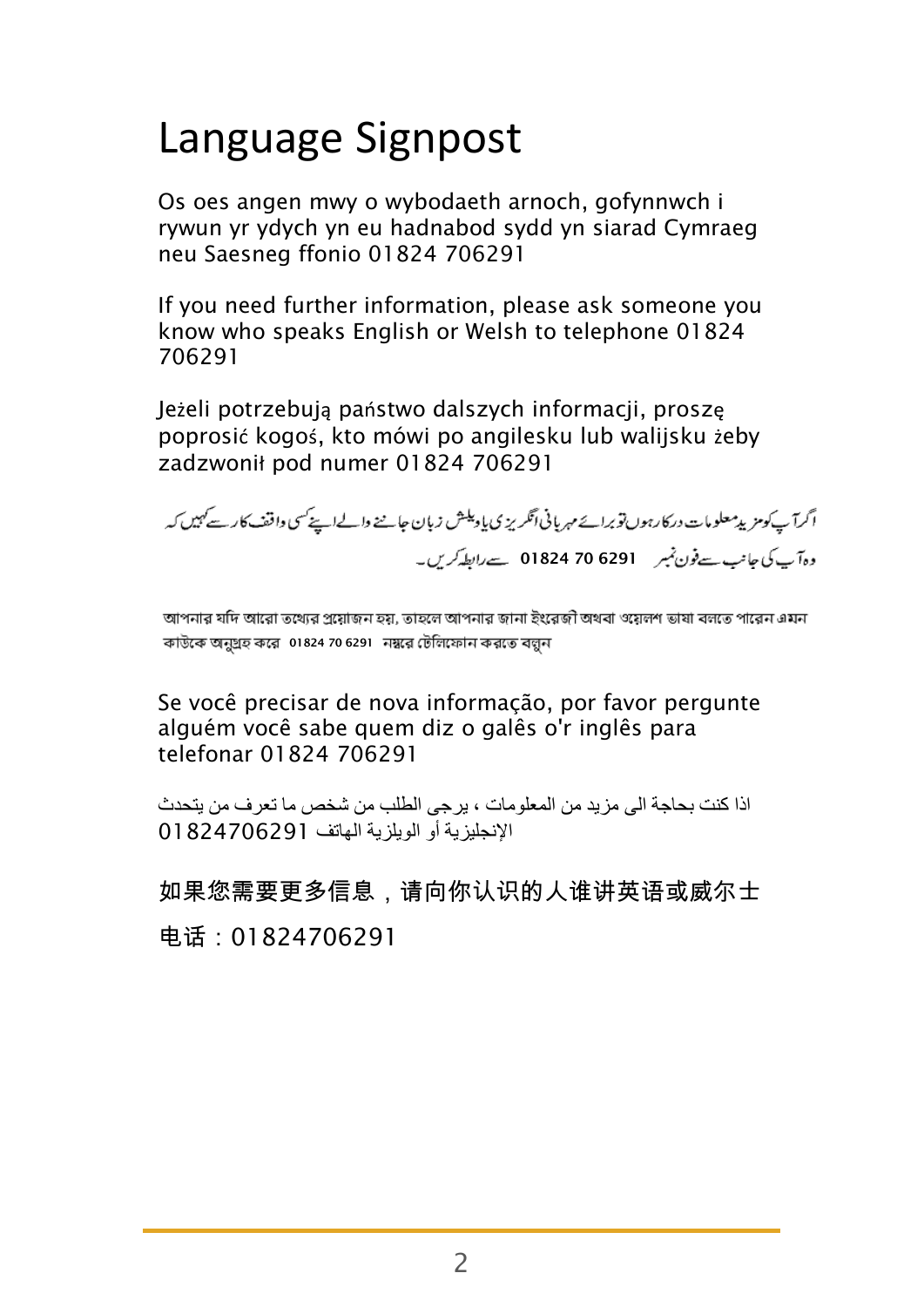# Language Signpost

Os oes angen mwy o wybodaeth arnoch, gofynnwch i rywun yr ydych yn eu hadnabod sydd yn siarad Cymraeg neu Saesneg ffonio 01824 706291

If you need further information, please ask someone you know who speaks English or Welsh to telephone 01824 706291

Jeżeli potrzebują państwo dalszych informacji, proszę poprosić kogoś, kto mówi po angilesku lub walijsku żeby zadzwonił pod numer 01824 706291

اگر آپ کومزید معلومات درکار ہوں تو برائے مہربانی انگریزی یا ویلش زبان جاننے والے اپنے کسی واقف کار سے کہیں کہ وہ آپ کی جانب سے فون نمبر 01824 70 6291 سے رابطہ کریں۔

আপনার যদি আরো তথ্যের প্রয়োজন হয়, তাহলে আপনার জানা ইংরেজী অথবা ওয়েলশ ভাষা বলতে পারেন এমন কাউকে অনুগ্রহ করে 01824 70 6291 নম্বরে টেলিফোন করতে বলুন

Se você precisar de nova informação, por favor pergunte alguém você sabe quem diz o galês o'r inglês para telefonar 01824 706291

اذا كنت بحاجة الى مزيد من المعلومات ، يرجى الطلب من شخص ما تعرف من يتحدث الإنجليزية أو الويلزية الهاتف 01824706291

如果您需要更多信息，请向你认识的人谁讲英语或威尔士

电话：01824706291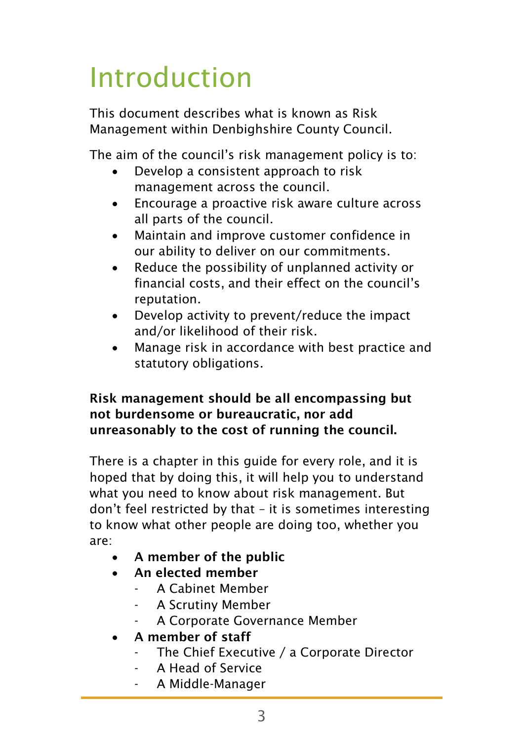# Introduction

This document describes what is known as Risk Management within Denbighshire County Council.

The aim of the council's risk management policy is to:

- Develop a consistent approach to risk management across the council.
- Encourage a proactive risk aware culture across all parts of the council.
- Maintain and improve customer confidence in our ability to deliver on our commitments.
- Reduce the possibility of unplanned activity or financial costs, and their effect on the council's reputation.
- Develop activity to prevent/reduce the impact and/or likelihood of their risk.
- Manage risk in accordance with best practice and statutory obligations.

**Risk management should be all encompassing but not burdensome or bureaucratic, nor add unreasonably to the cost of running the council.**

There is a chapter in this guide for every role, and it is hoped that by doing this, it will help you to understand what you need to know about risk management. But don't feel restricted by that – it is sometimes interesting to know what other people are doing too, whether you are:

- **A member of the public**
- **An elected member**
    - A Cabinet Member
    - A Scrutiny Member
    - A Corporate Governance Member
- **A member of staff**
    - The Chief Executive / a Corporate Director
    - A Head of Service
    - A Middle-Manager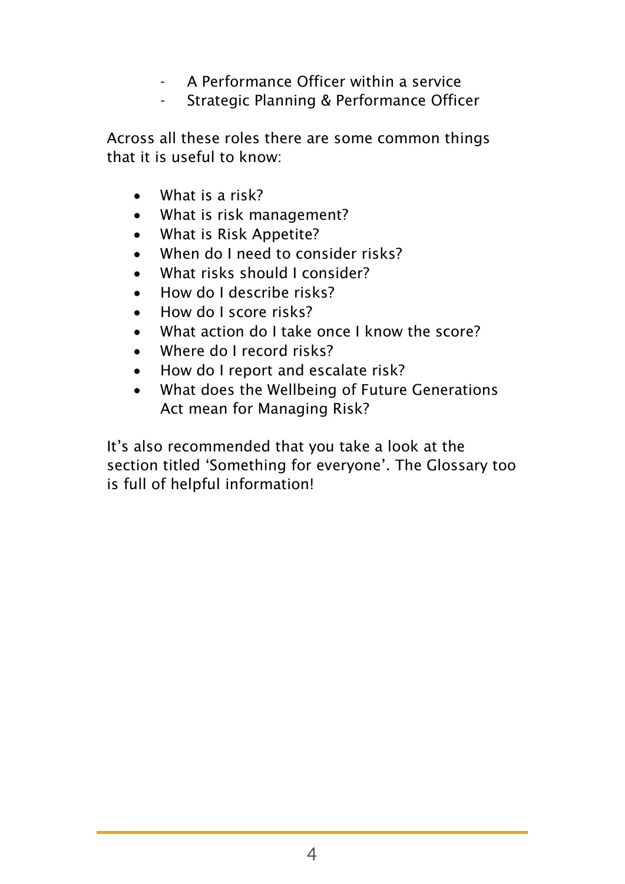- A Performance Officer within a service
- Strategic Planning & Performance Officer

Across all these roles there are some common things that it is useful to know:

- What is a risk?
- What is risk management?
- What is Risk Appetite?
- When do I need to consider risks?
- What risks should I consider?
- How do I describe risks?
- How do I score risks?
- What action do I take once I know the score?
- Where do I record risks?
- How do I report and escalate risk?
- What does the Wellbeing of Future Generations Act mean for Managing Risk?

It's also recommended that you take a look at the section titled 'Something for everyone'. The Glossary too is full of helpful information!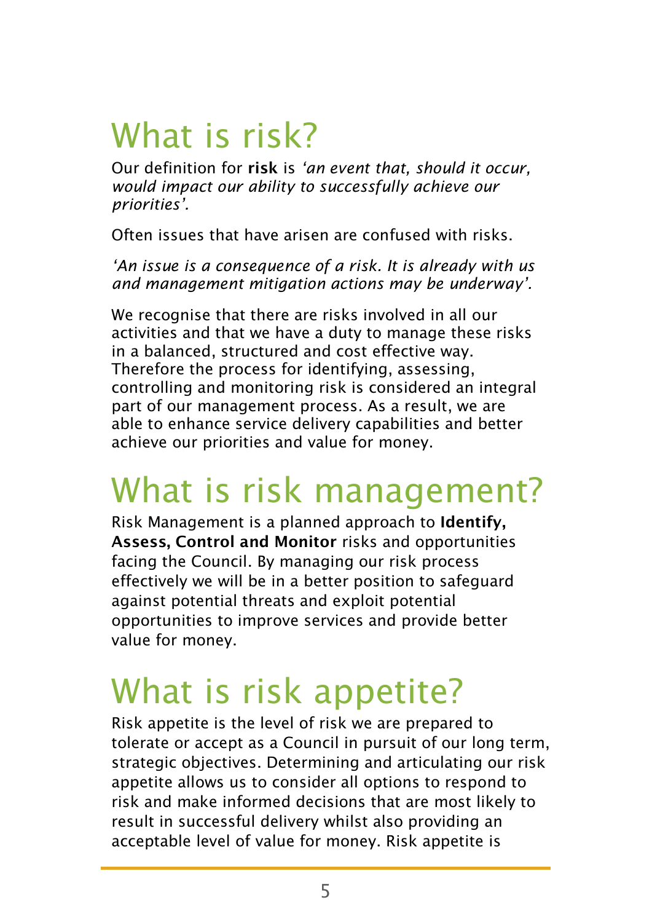# What is risk?

Our definition for **risk** is *'an event that, should it occur, would impact our ability to successfully achieve our priorities'.*

Often issues that have arisen are confused with risks.

*'An issue is a consequence of a risk. It is already with us and management mitigation actions may be underway'.*

We recognise that there are risks involved in all our activities and that we have a duty to manage these risks in a balanced, structured and cost effective way. Therefore the process for identifying, assessing, controlling and monitoring risk is considered an integral part of our management process. As a result, we are able to enhance service delivery capabilities and better achieve our priorities and value for money.

# What is risk management?

Risk Management is a planned approach to **Identify, Assess, Control and Monitor** risks and opportunities facing the Council. By managing our risk process effectively we will be in a better position to safeguard against potential threats and exploit potential opportunities to improve services and provide better value for money.

# What is risk appetite?

Risk appetite is the level of risk we are prepared to tolerate or accept as a Council in pursuit of our long term, strategic objectives. Determining and articulating our risk appetite allows us to consider all options to respond to risk and make informed decisions that are most likely to result in successful delivery whilst also providing an acceptable level of value for money. Risk appetite is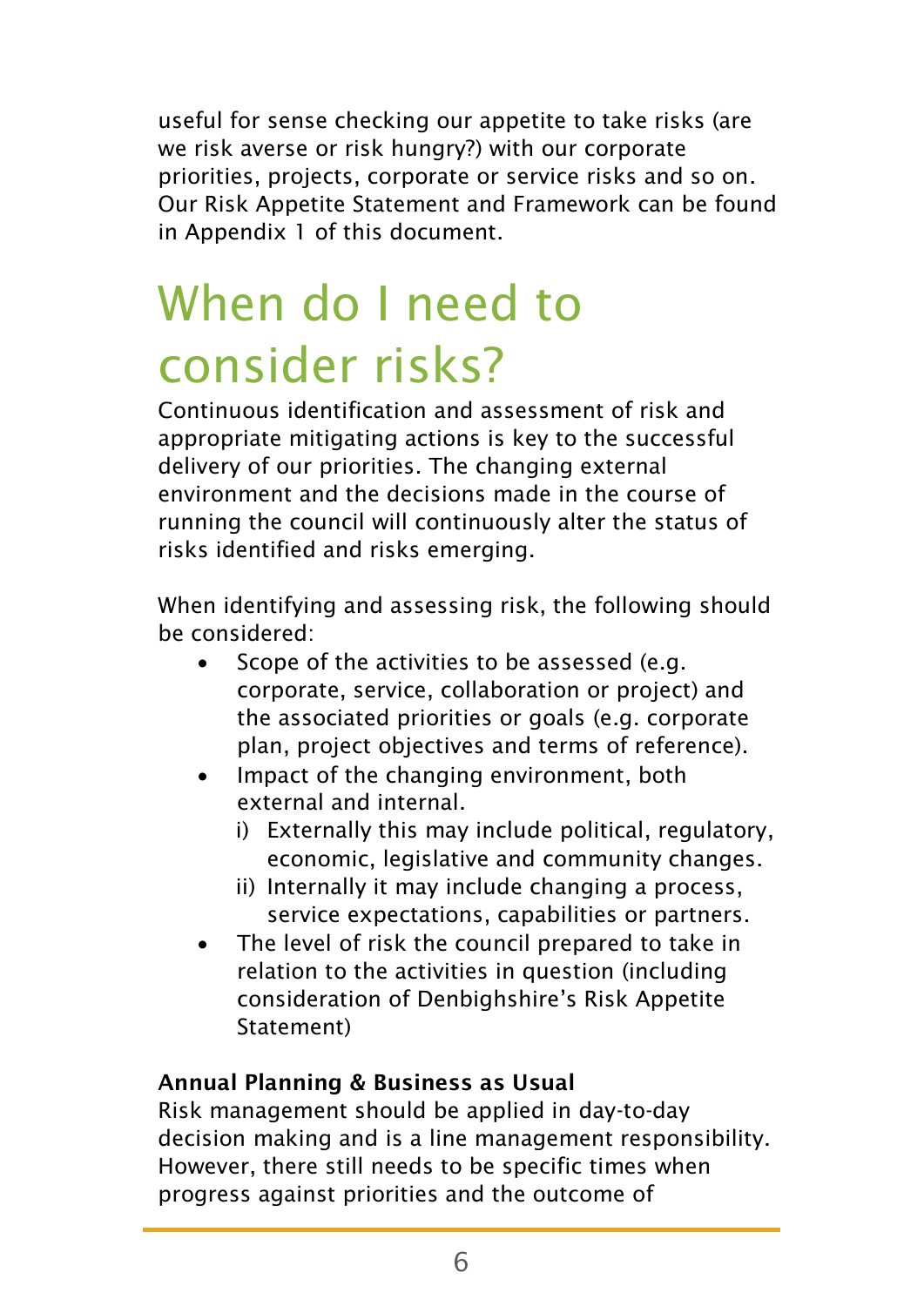useful for sense checking our appetite to take risks (are we risk averse or risk hungry?) with our corporate priorities, projects, corporate or service risks and so on. Our Risk Appetite Statement and Framework can be found in Appendix 1 of this document.

# When do I need to consider risks?

Continuous identification and assessment of risk and appropriate mitigating actions is key to the successful delivery of our priorities. The changing external environment and the decisions made in the course of running the council will continuously alter the status of risks identified and risks emerging.

When identifying and assessing risk, the following should be considered:

- Scope of the activities to be assessed (e.g. corporate, service, collaboration or project) and the associated priorities or goals (e.g. corporate plan, project objectives and terms of reference).
- Impact of the changing environment, both external and internal.
  i) Externally this may include political, regulatory, economic, legislative and community changes.
  ii) Internally it may include changing a process, service expectations, capabilities or partners.
- The level of risk the council prepared to take in relation to the activities in question (including consideration of Denbighshire's Risk Appetite Statement)

**Annual Planning & Business as Usual**

Risk management should be applied in day-to-day decision making and is a line management responsibility. However, there still needs to be specific times when progress against priorities and the outcome of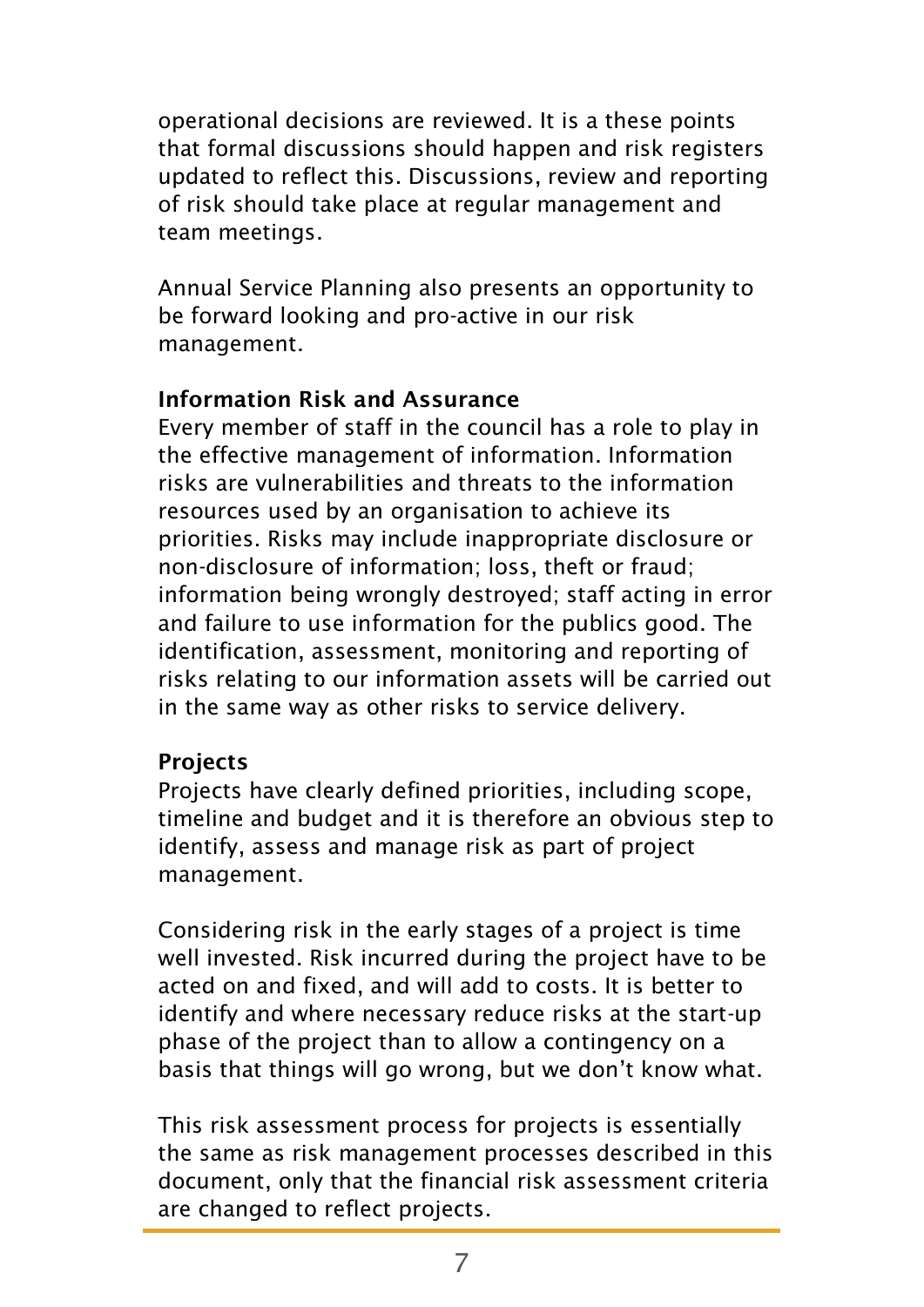operational decisions are reviewed. It is a these points that formal discussions should happen and risk registers updated to reflect this. Discussions, review and reporting of risk should take place at regular management and team meetings.

Annual Service Planning also presents an opportunity to be forward looking and pro-active in our risk management.

**Information Risk and Assurance**

Every member of staff in the council has a role to play in the effective management of information. Information risks are vulnerabilities and threats to the information resources used by an organisation to achieve its priorities. Risks may include inappropriate disclosure or non-disclosure of information; loss, theft or fraud; information being wrongly destroyed; staff acting in error and failure to use information for the publics good. The identification, assessment, monitoring and reporting of risks relating to our information assets will be carried out in the same way as other risks to service delivery.

**Projects**

Projects have clearly defined priorities, including scope, timeline and budget and it is therefore an obvious step to identify, assess and manage risk as part of project management.

Considering risk in the early stages of a project is time well invested. Risk incurred during the project have to be acted on and fixed, and will add to costs. It is better to identify and where necessary reduce risks at the start-up phase of the project than to allow a contingency on a basis that things will go wrong, but we don't know what.

This risk assessment process for projects is essentially the same as risk management processes described in this document, only that the financial risk assessment criteria are changed to reflect projects.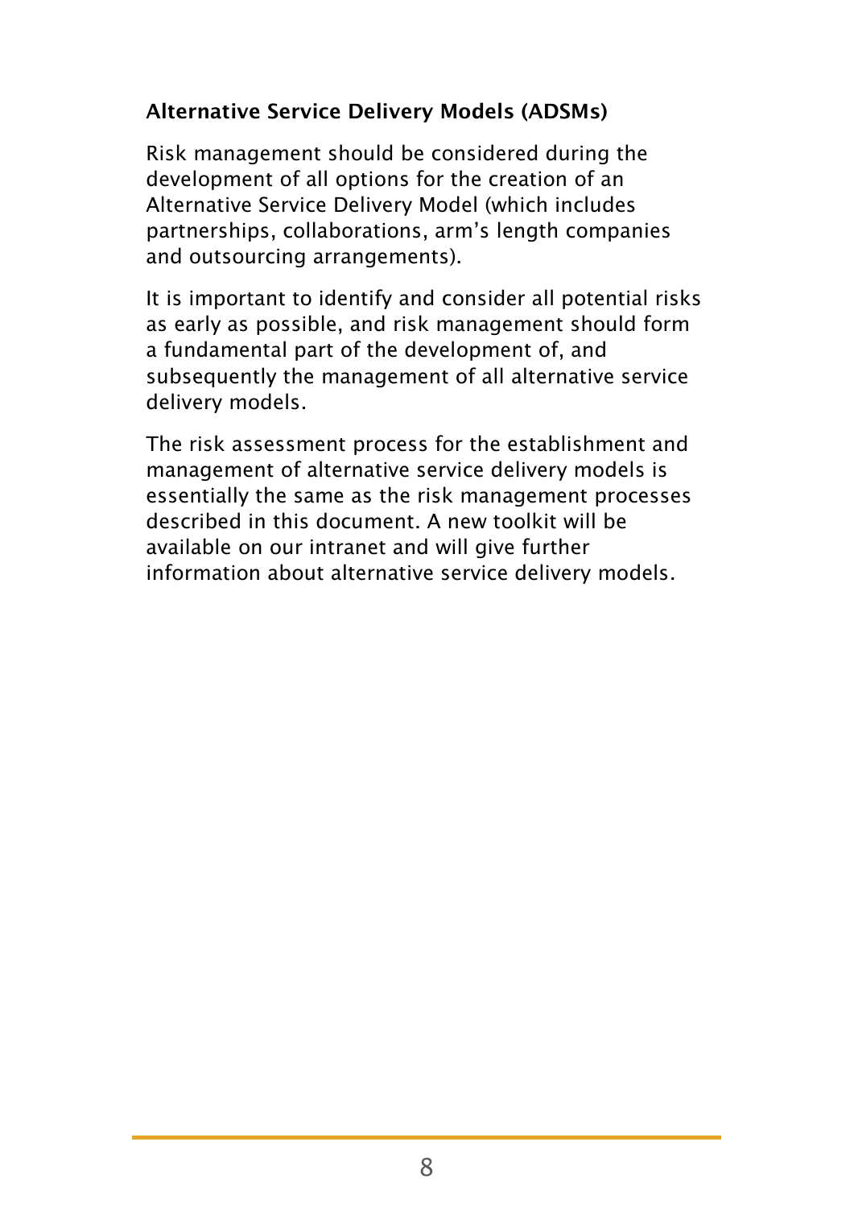### Alternative Service Delivery Models (ADSMs)

Risk management should be considered during the development of all options for the creation of an Alternative Service Delivery Model (which includes partnerships, collaborations, arm's length companies and outsourcing arrangements).

It is important to identify and consider all potential risks as early as possible, and risk management should form a fundamental part of the development of, and subsequently the management of all alternative service delivery models.

The risk assessment process for the establishment and management of alternative service delivery models is essentially the same as the risk management processes described in this document. A new toolkit will be available on our intranet and will give further information about alternative service delivery models.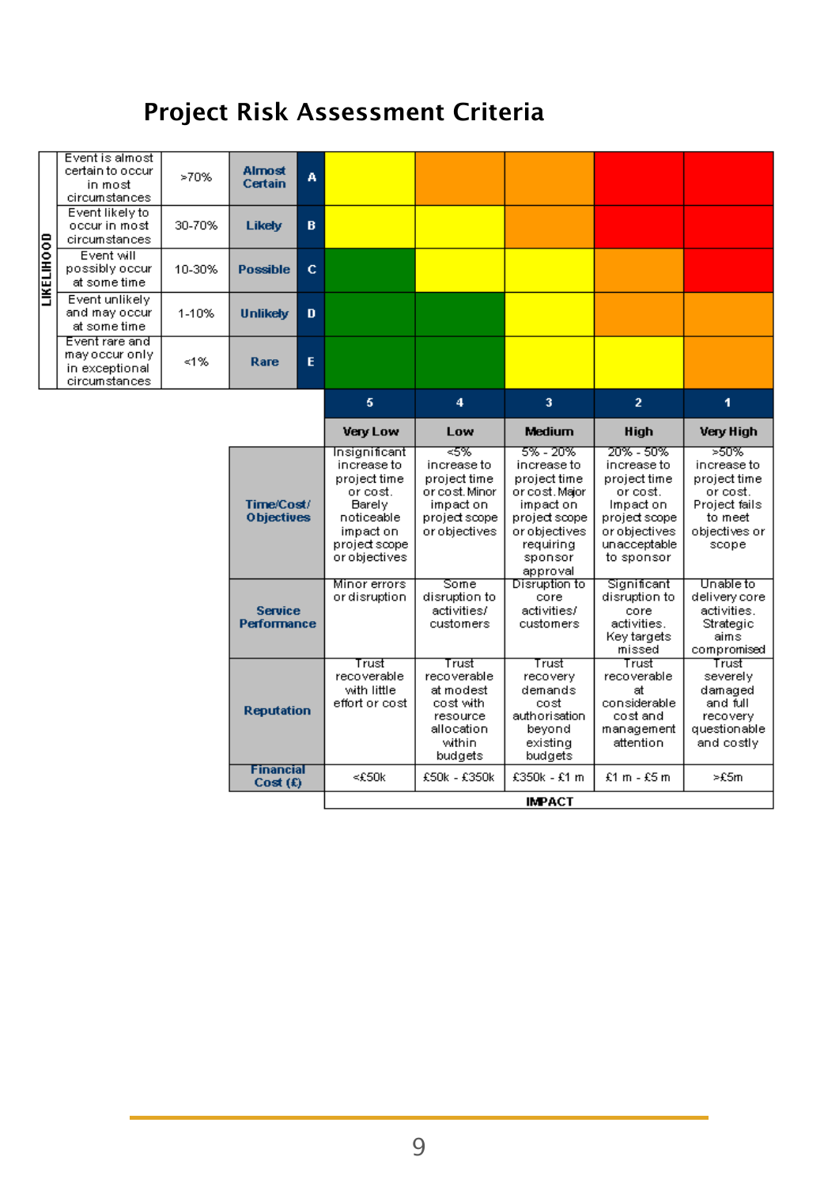# Project Risk Assessment Criteria

**LIKELIHOOD**

| Description | Probability | Likelihood | | 5 | 4 | 3 | 2 | 1 |
|---|---|---|---|---|---|---|---|---|
| Event is almost certain to occur in most circumstances | >70% | **Almost Certain** | **A** | Yellow | Orange | Orange | Red | Red |
| Event likely to occur in most circumstances | 30-70% | **Likely** | **B** | Yellow | Yellow | Orange | Red | Red |
| Event will possibly occur at some time | 10-30% | **Possible** | **C** | Green | Yellow | Yellow | Orange | Red |
| Event unlikely and may occur at some time | 1-10% | **Unlikely** | **D** | Green | Green | Yellow | Orange | Orange |
| Event rare and may occur only in exceptional circumstances | <1% | **Rare** | **E** | Green | Green | Yellow | Yellow | Orange |

**IMPACT**

| | 5 | 4 | 3 | 2 | 1 |
|---|---|---|---|---|---|
| | **Very Low** | **Low** | **Medium** | **High** | **Very High** |
| **Time/Cost/ Objectives** | Insignificant increase to project time or cost. Barely noticeable impact on project scope or objectives | <5% increase to project time or cost. Minor impact on project scope or objectives | 5% - 20% increase to project time or cost. Major impact on project scope or objectives requiring sponsor approval | 20% - 50% increase to project time or cost. Impact on project scope or objectives unacceptable to sponsor | >50% increase to project time or cost. Project fails to meet objectives or scope |
| **Service Performance** | Minor errors or disruption | Some disruption to activities/ customers | Disruption to core activities/ customers | Significant disruption to core activities. Key targets missed | Unable to delivery core activities. Strategic aims compromised |
| **Reputation** | Trust recoverable with little effort or cost | Trust recoverable at modest cost with resource allocation within budgets | Trust recovery demands cost authorisation beyond existing budgets | Trust recoverable at considerable cost and management attention | Trust severely damaged and full recovery questionable and costly |
| **Financial Cost (£)** | <£50k | £50k - £350k | £350k - £1 m | £1 m - £5 m | >£5m |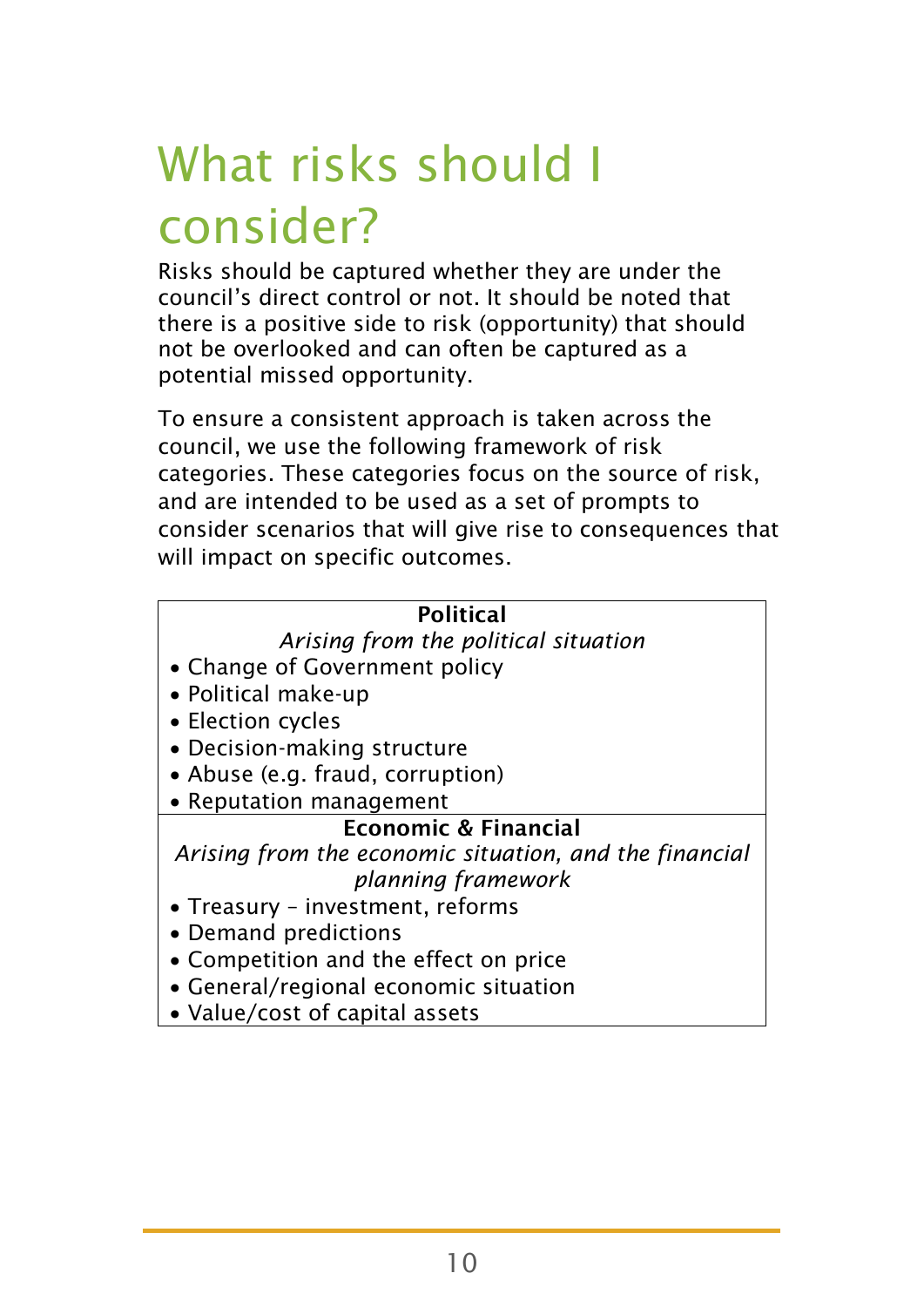# What risks should I consider?

Risks should be captured whether they are under the council's direct control or not. It should be noted that there is a positive side to risk (opportunity) that should not be overlooked and can often be captured as a potential missed opportunity.

To ensure a consistent approach is taken across the council, we use the following framework of risk categories. These categories focus on the source of risk, and are intended to be used as a set of prompts to consider scenarios that will give rise to consequences that will impact on specific outcomes.

| **Political**<br>*Arising from the political situation* |
|---|
| • Change of Government policy<br>• Political make-up<br>• Election cycles<br>• Decision-making structure<br>• Abuse (e.g. fraud, corruption)<br>• Reputation management |
| **Economic & Financial**<br>*Arising from the economic situation, and the financial planning framework* |
| • Treasury – investment, reforms<br>• Demand predictions<br>• Competition and the effect on price<br>• General/regional economic situation<br>• Value/cost of capital assets |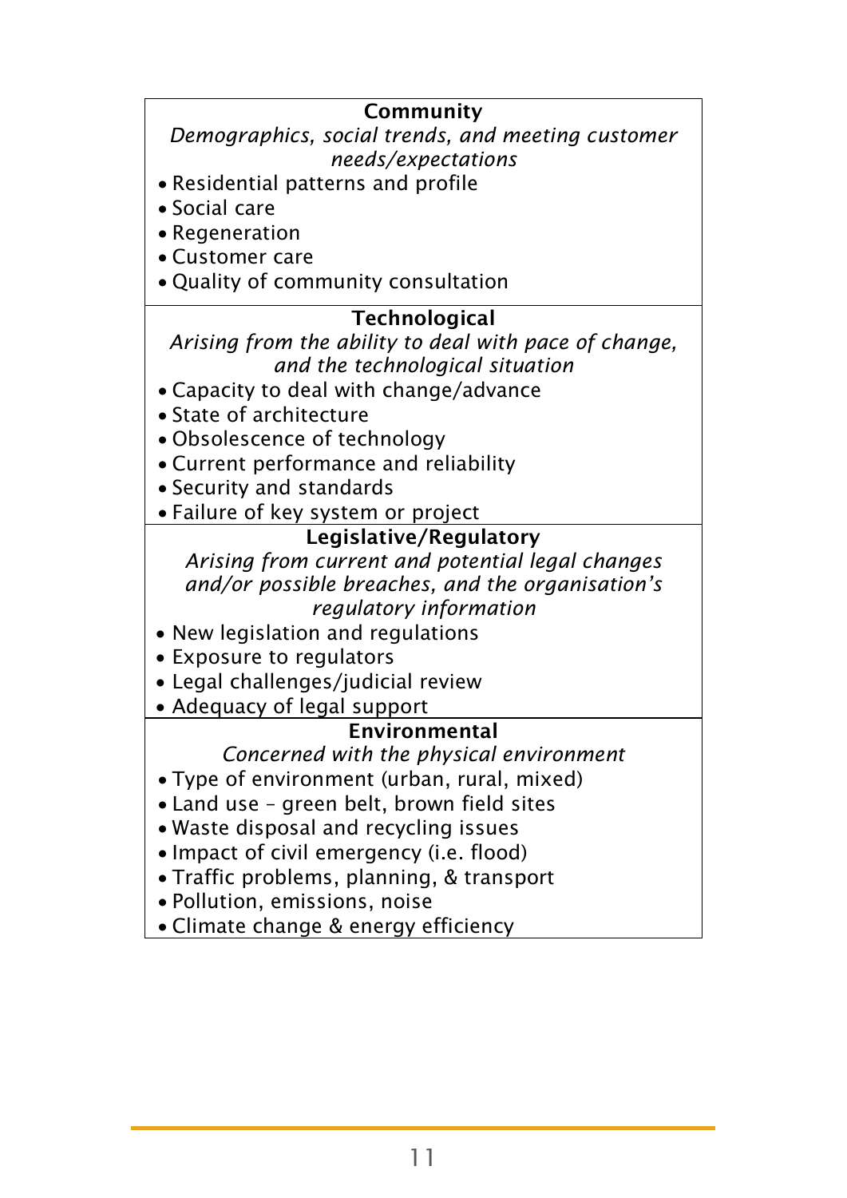| **Community** |
|---|
| *Demographics, social trends, and meeting customer needs/expectations*<br>• Residential patterns and profile<br>• Social care<br>• Regeneration<br>• Customer care<br>• Quality of community consultation |
| **Technological** |
| *Arising from the ability to deal with pace of change, and the technological situation*<br>• Capacity to deal with change/advance<br>• State of architecture<br>• Obsolescence of technology<br>• Current performance and reliability<br>• Security and standards<br>• Failure of key system or project |
| **Legislative/Regulatory** |
| *Arising from current and potential legal changes and/or possible breaches, and the organisation's regulatory information*<br>• New legislation and regulations<br>• Exposure to regulators<br>• Legal challenges/judicial review<br>• Adequacy of legal support |
| **Environmental** |
| *Concerned with the physical environment*<br>• Type of environment (urban, rural, mixed)<br>• Land use – green belt, brown field sites<br>• Waste disposal and recycling issues<br>• Impact of civil emergency (i.e. flood)<br>• Traffic problems, planning, & transport<br>• Pollution, emissions, noise<br>• Climate change & energy efficiency |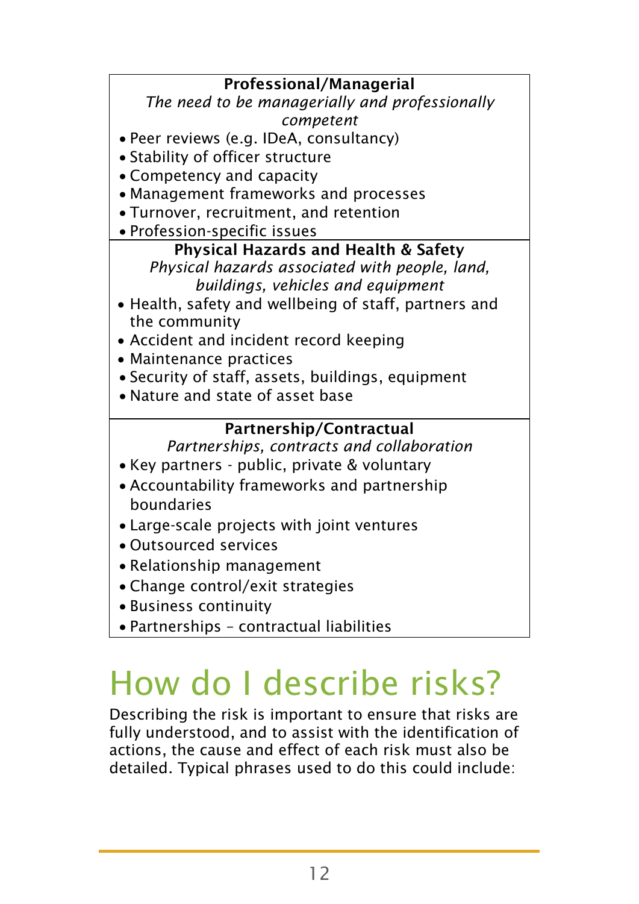**Professional/Managerial**

*The need to be managerially and professionally competent*

- Peer reviews (e.g. IDeA, consultancy)
- Stability of officer structure
- Competency and capacity
- Management frameworks and processes
- Turnover, recruitment, and retention
- Profession-specific issues

**Physical Hazards and Health & Safety**

*Physical hazards associated with people, land, buildings, vehicles and equipment*

- Health, safety and wellbeing of staff, partners and the community
- Accident and incident record keeping
- Maintenance practices
- Security of staff, assets, buildings, equipment
- Nature and state of asset base

**Partnership/Contractual**

*Partnerships, contracts and collaboration*

- Key partners - public, private & voluntary
- Accountability frameworks and partnership boundaries
- Large-scale projects with joint ventures
- Outsourced services
- Relationship management
- Change control/exit strategies
- Business continuity
- Partnerships – contractual liabilities

# How do I describe risks?

Describing the risk is important to ensure that risks are fully understood, and to assist with the identification of actions, the cause and effect of each risk must also be detailed. Typical phrases used to do this could include: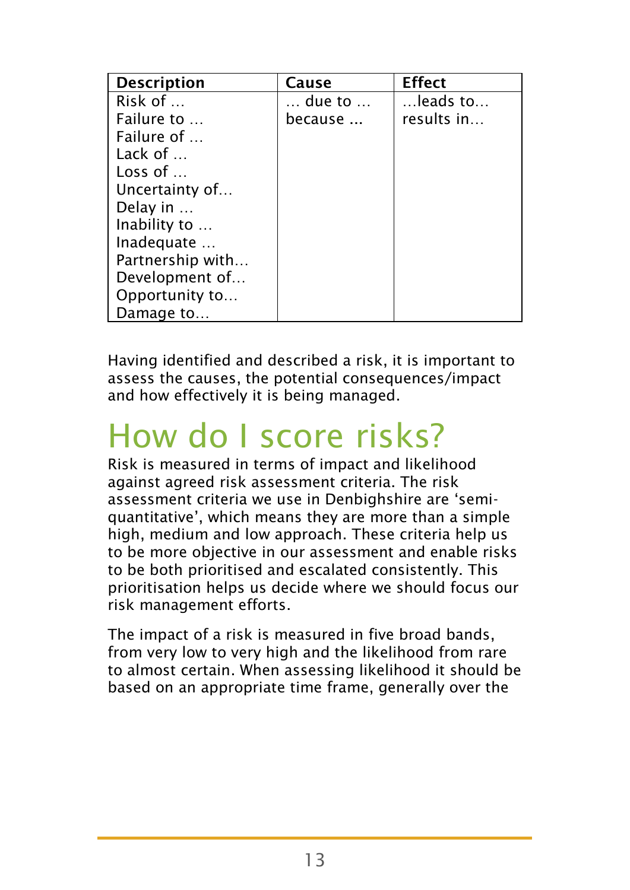| Description | Cause | Effect |
|---|---|---|
| Risk of …<br>Failure to …<br>Failure of …<br>Lack of …<br>Loss of …<br>Uncertainty of…<br>Delay in …<br>Inability to …<br>Inadequate …<br>Partnership with…<br>Development of…<br>Opportunity to…<br>Damage to… | … due to …<br>because … | …leads to…<br>results in… |

Having identified and described a risk, it is important to assess the causes, the potential consequences/impact and how effectively it is being managed.

# How do I score risks?

Risk is measured in terms of impact and likelihood against agreed risk assessment criteria. The risk assessment criteria we use in Denbighshire are 'semi-quantitative', which means they are more than a simple high, medium and low approach. These criteria help us to be more objective in our assessment and enable risks to be both prioritised and escalated consistently. This prioritisation helps us decide where we should focus our risk management efforts.

The impact of a risk is measured in five broad bands, from very low to very high and the likelihood from rare to almost certain. When assessing likelihood it should be based on an appropriate time frame, generally over the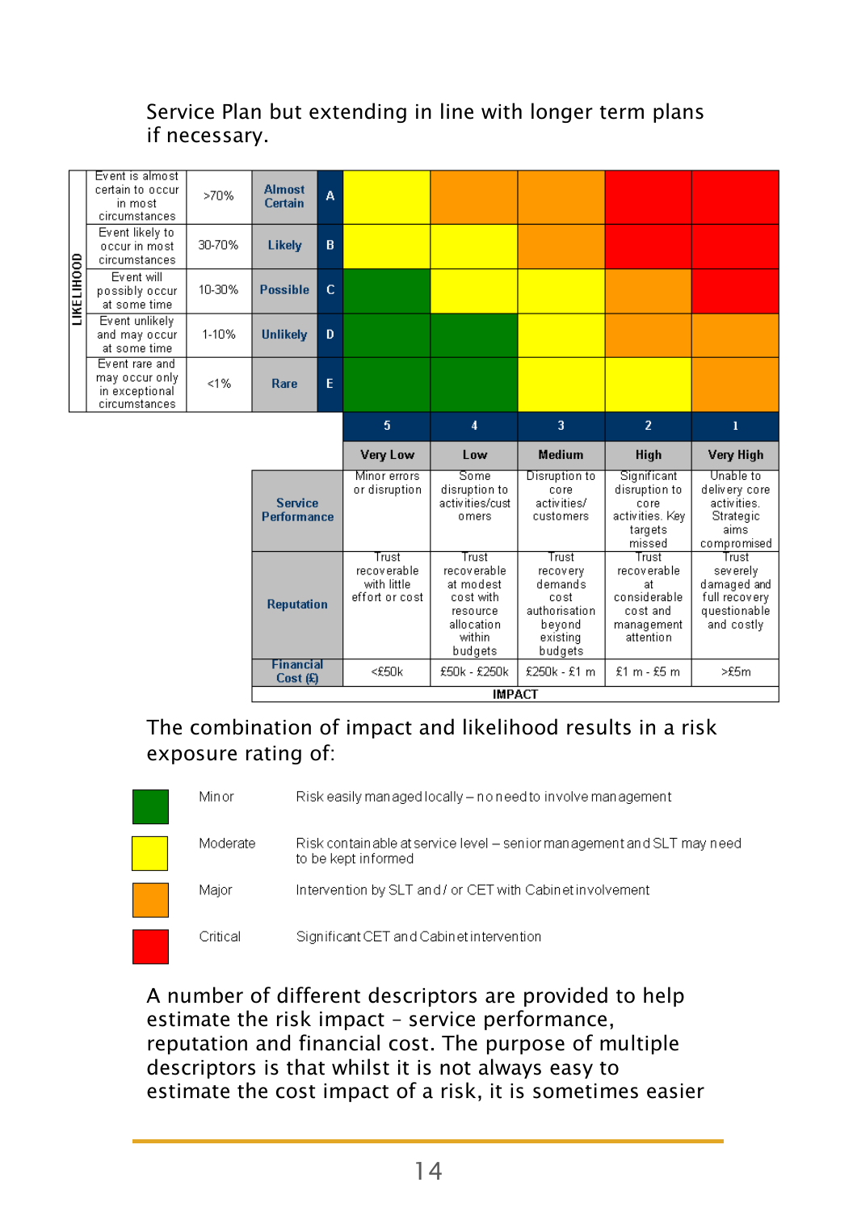Service Plan but extending in line with longer term plans if necessary.

| LIKELIHOOD | | | | | | | | |
|---|---|---|---|---|---|---|---|---|
| Event is almost certain to occur in most circumstances | >70% | Almost Certain | A | Yellow | Orange | Orange | Red | Red |
| Event likely to occur in most circumstances | 30-70% | Likely | B | Yellow | Yellow | Orange | Red | Red |
| Event will possibly occur at some time | 10-30% | Possible | C | Green | Yellow | Yellow | Orange | Red |
| Event unlikely and may occur at some time | 1-10% | Unlikely | D | Green | Green | Yellow | Orange | Orange |
| Event rare and may occur only in exceptional circumstances | <1% | Rare | E | Green | Green | Yellow | Yellow | Orange |
| | | | | 5 | 4 | 3 | 2 | 1 |
| | | | | Very Low | Low | Medium | High | Very High |
| | | Service Performance | | Minor errors or disruption | Some disruption to activities/customers | Disruption to core activities/ customers | Significant disruption to core activities. Key targets missed | Unable to delivery core activities. Strategic aims compromised |
| | | Reputation | | Trust recoverable with little effort or cost | Trust recoverable at modest cost with resource allocation within budgets | Trust recovery demands cost authorisation beyond existing budgets | Trust recoverable at considerable cost and management attention | Trust severely damaged and full recovery questionable and costly |
| | | Financial Cost (£) | | <£50k | £50k - £250k | £250k - £1 m | £1 m - £5 m | >£5m |
| | | | | IMPACT | | | | |

The combination of impact and likelihood results in a risk exposure rating of:

| Colour | Rating | Description |
|---|---|---|
| Green | Minor | Risk easily managed locally – no need to involve management |
| Yellow | Moderate | Risk containable at service level – senior management and SLT may need to be kept informed |
| Orange | Major | Intervention by SLT and / or CET with Cabinet involvement |
| Red | Critical | Significant CET and Cabinet intervention |

A number of different descriptors are provided to help estimate the risk impact – service performance, reputation and financial cost. The purpose of multiple descriptors is that whilst it is not always easy to estimate the cost impact of a risk, it is sometimes easier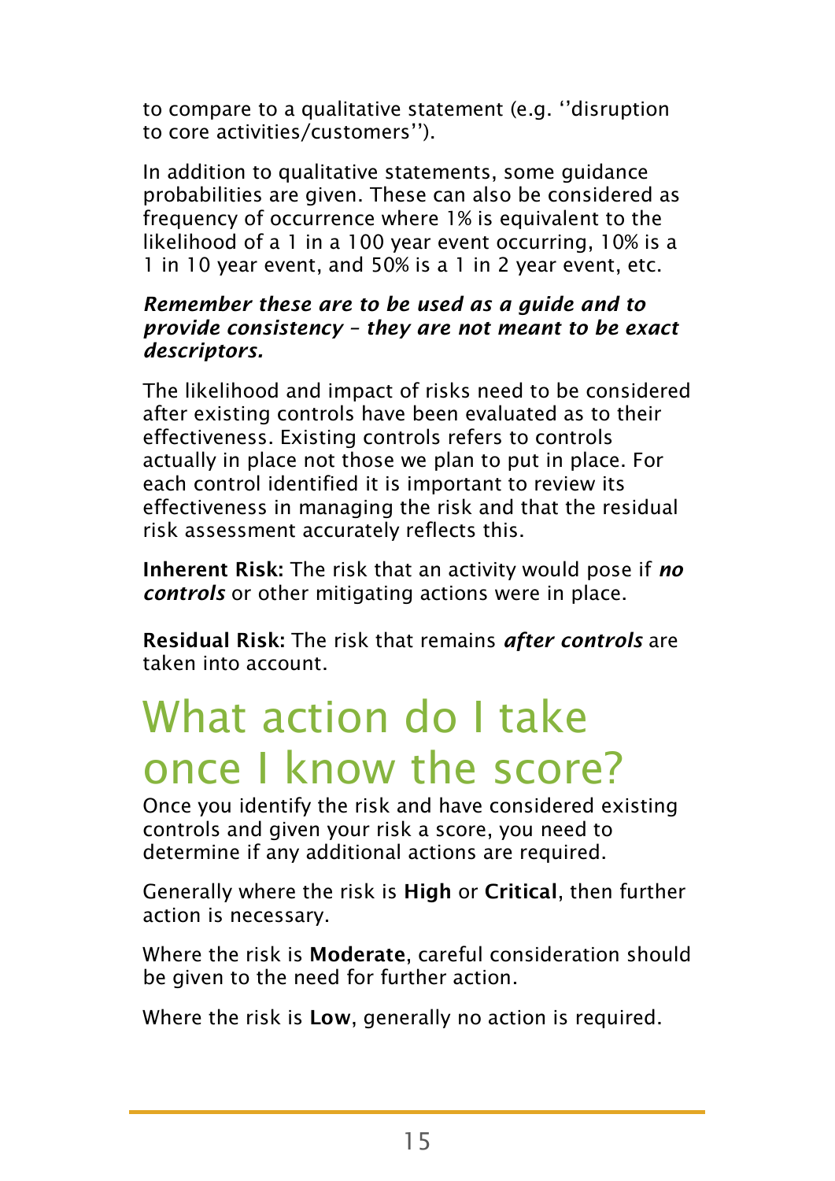to compare to a qualitative statement (e.g. ''disruption to core activities/customers'').

In addition to qualitative statements, some guidance probabilities are given. These can also be considered as frequency of occurrence where 1% is equivalent to the likelihood of a 1 in a 100 year event occurring, 10% is a 1 in 10 year event, and 50% is a 1 in 2 year event, etc.

***Remember these are to be used as a guide and to provide consistency – they are not meant to be exact descriptors.***

The likelihood and impact of risks need to be considered after existing controls have been evaluated as to their effectiveness. Existing controls refers to controls actually in place not those we plan to put in place. For each control identified it is important to review its effectiveness in managing the risk and that the residual risk assessment accurately reflects this.

**Inherent Risk:** The risk that an activity would pose if ***no controls*** or other mitigating actions were in place.

**Residual Risk:** The risk that remains ***after controls*** are taken into account.

# What action do I take once I know the score?

Once you identify the risk and have considered existing controls and given your risk a score, you need to determine if any additional actions are required.

Generally where the risk is **High** or **Critical**, then further action is necessary.

Where the risk is **Moderate**, careful consideration should be given to the need for further action.

Where the risk is **Low**, generally no action is required.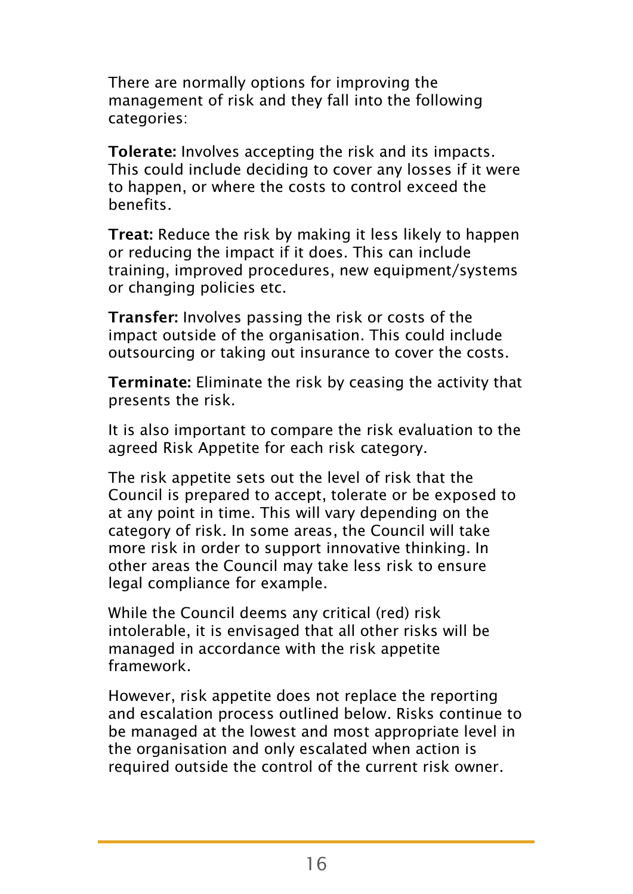There are normally options for improving the management of risk and they fall into the following categories:

**Tolerate:** Involves accepting the risk and its impacts. This could include deciding to cover any losses if it were to happen, or where the costs to control exceed the benefits.

**Treat:** Reduce the risk by making it less likely to happen or reducing the impact if it does. This can include training, improved procedures, new equipment/systems or changing policies etc.

**Transfer:** Involves passing the risk or costs of the impact outside of the organisation. This could include outsourcing or taking out insurance to cover the costs.

**Terminate:** Eliminate the risk by ceasing the activity that presents the risk.

It is also important to compare the risk evaluation to the agreed Risk Appetite for each risk category.

The risk appetite sets out the level of risk that the Council is prepared to accept, tolerate or be exposed to at any point in time. This will vary depending on the category of risk. In some areas, the Council will take more risk in order to support innovative thinking. In other areas the Council may take less risk to ensure legal compliance for example.

While the Council deems any critical (red) risk intolerable, it is envisaged that all other risks will be managed in accordance with the risk appetite framework.

However, risk appetite does not replace the reporting and escalation process outlined below. Risks continue to be managed at the lowest and most appropriate level in the organisation and only escalated when action is required outside the control of the current risk owner.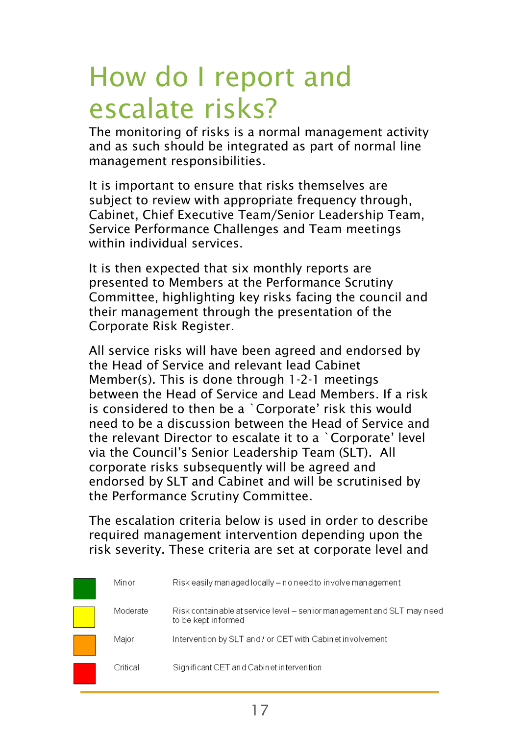# How do I report and escalate risks?

The monitoring of risks is a normal management activity and as such should be integrated as part of normal line management responsibilities.

It is important to ensure that risks themselves are subject to review with appropriate frequency through, Cabinet, Chief Executive Team/Senior Leadership Team, Service Performance Challenges and Team meetings within individual services.

It is then expected that six monthly reports are presented to Members at the Performance Scrutiny Committee, highlighting key risks facing the council and their management through the presentation of the Corporate Risk Register.

All service risks will have been agreed and endorsed by the Head of Service and relevant lead Cabinet Member(s). This is done through 1-2-1 meetings between the Head of Service and Lead Members. If a risk is considered to then be a `Corporate' risk this would need to be a discussion between the Head of Service and the relevant Director to escalate it to a `Corporate' level via the Council's Senior Leadership Team (SLT). All corporate risks subsequently will be agreed and endorsed by SLT and Cabinet and will be scrutinised by the Performance Scrutiny Committee.

The escalation criteria below is used in order to describe required management intervention depending upon the risk severity. These criteria are set at corporate level and

| Colour | Severity | Description |
|---|---|---|
| Green | Minor | Risk easily managed locally – no need to involve management |
| Yellow | Moderate | Risk containable at service level – senior management and SLT may need to be kept informed |
| Orange | Major | Intervention by SLT and / or CET with Cabinet involvement |
| Red | Critical | Significant CET and Cabinet intervention |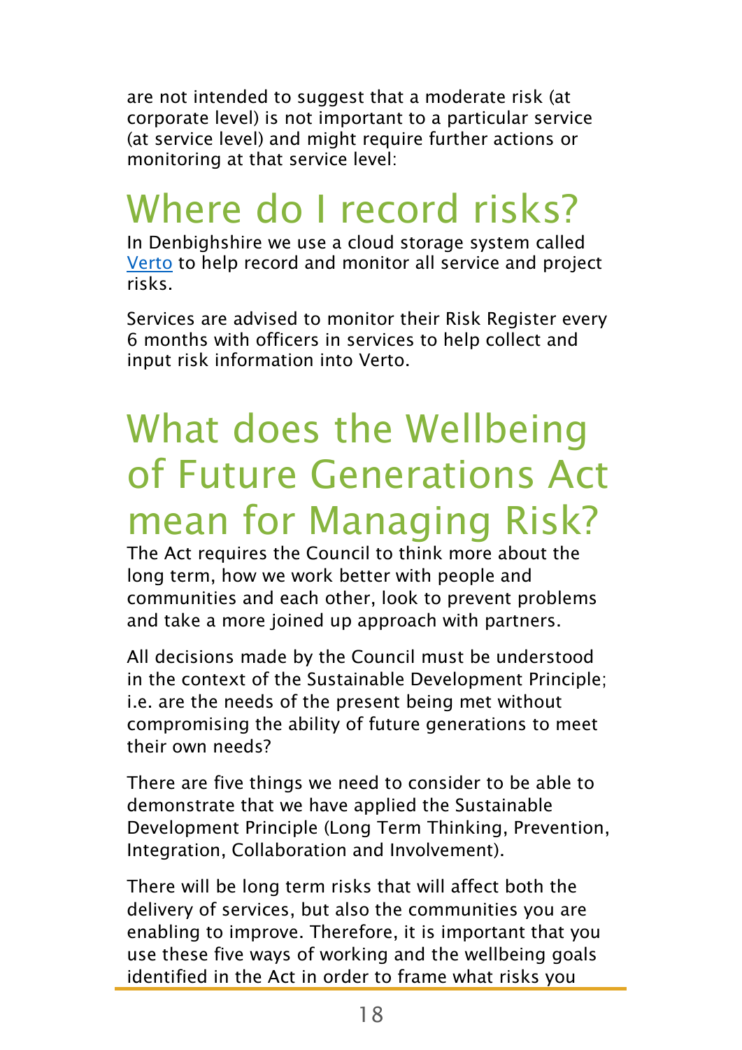are not intended to suggest that a moderate risk (at corporate level) is not important to a particular service (at service level) and might require further actions or monitoring at that service level:

# Where do I record risks?

In Denbighshire we use a cloud storage system called Verto to help record and monitor all service and project risks.

Services are advised to monitor their Risk Register every 6 months with officers in services to help collect and input risk information into Verto.

# What does the Wellbeing of Future Generations Act mean for Managing Risk?

The Act requires the Council to think more about the long term, how we work better with people and communities and each other, look to prevent problems and take a more joined up approach with partners.

All decisions made by the Council must be understood in the context of the Sustainable Development Principle; i.e. are the needs of the present being met without compromising the ability of future generations to meet their own needs?

There are five things we need to consider to be able to demonstrate that we have applied the Sustainable Development Principle (Long Term Thinking, Prevention, Integration, Collaboration and Involvement).

There will be long term risks that will affect both the delivery of services, but also the communities you are enabling to improve. Therefore, it is important that you use these five ways of working and the wellbeing goals identified in the Act in order to frame what risks you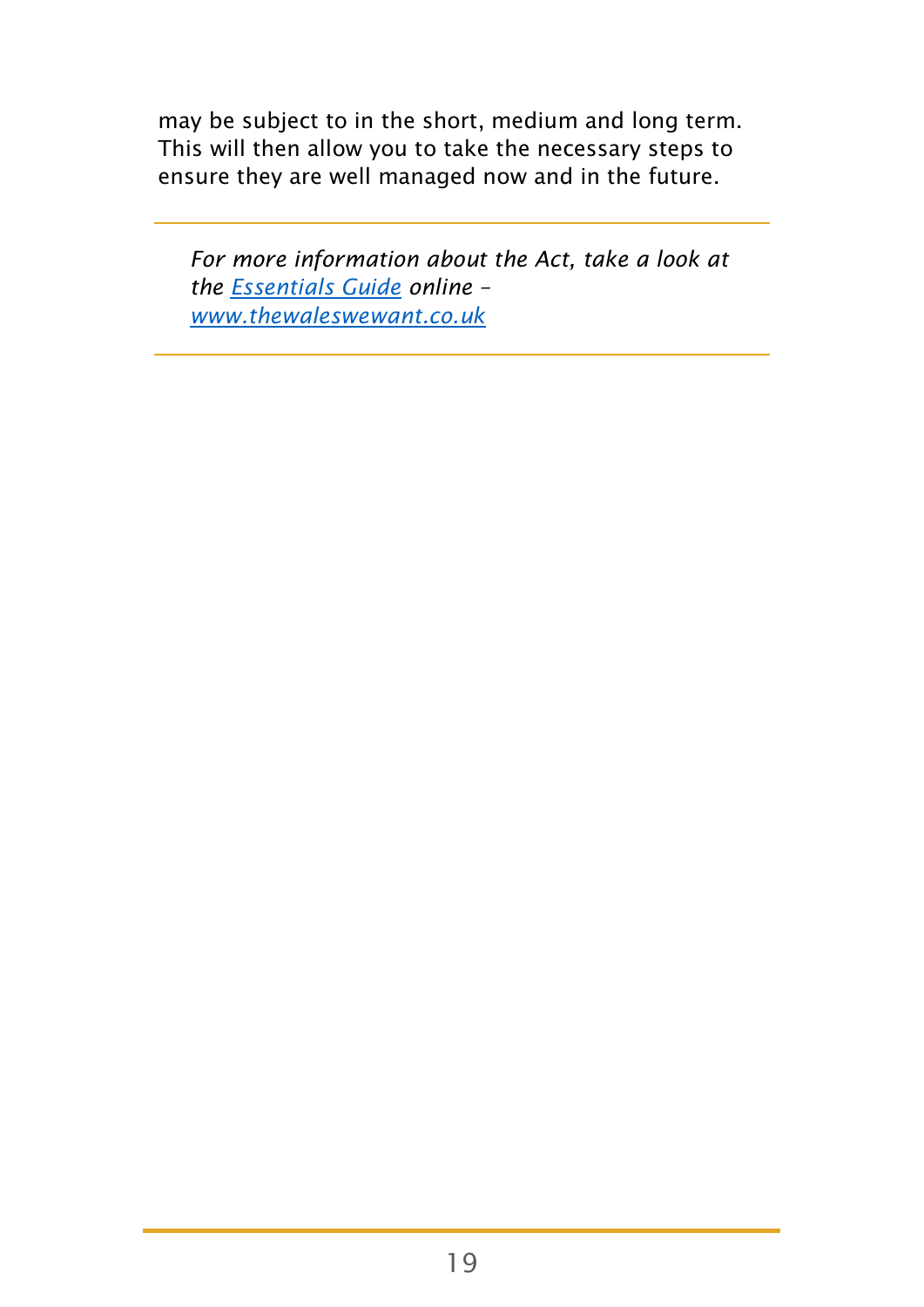may be subject to in the short, medium and long term. This will then allow you to take the necessary steps to ensure they are well managed now and in the future.

---

*For more information about the Act, take a look at the [Essentials Guide](www.thewaleswewant.co.uk) online – [www.thewaleswewant.co.uk](http://www.thewaleswewant.co.uk)*

---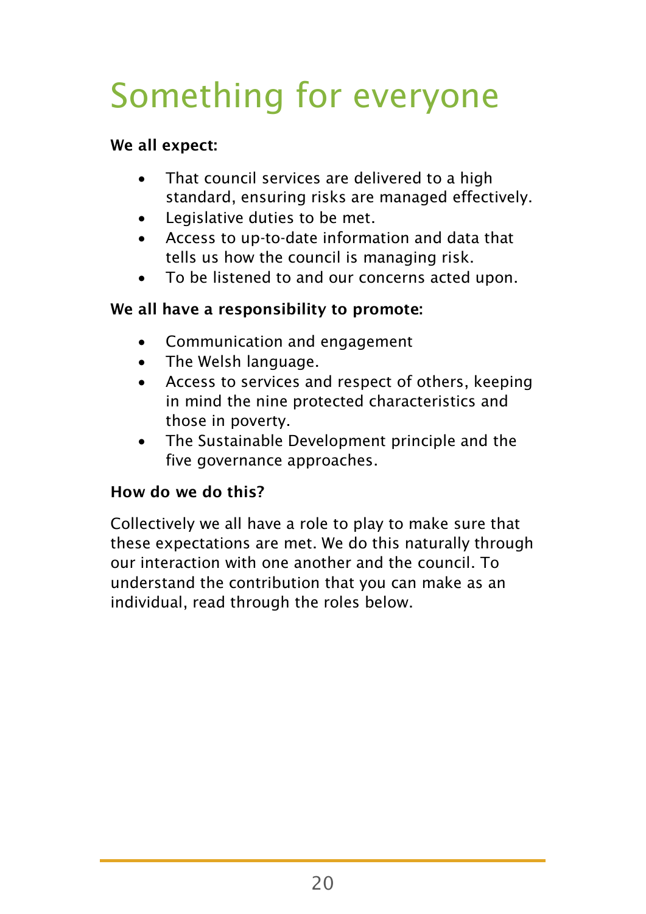# Something for everyone

**We all expect:**

- That council services are delivered to a high standard, ensuring risks are managed effectively.
- Legislative duties to be met.
- Access to up-to-date information and data that tells us how the council is managing risk.
- To be listened to and our concerns acted upon.

**We all have a responsibility to promote:**

- Communication and engagement
- The Welsh language.
- Access to services and respect of others, keeping in mind the nine protected characteristics and those in poverty.
- The Sustainable Development principle and the five governance approaches.

**How do we do this?**

Collectively we all have a role to play to make sure that these expectations are met. We do this naturally through our interaction with one another and the council. To understand the contribution that you can make as an individual, read through the roles below.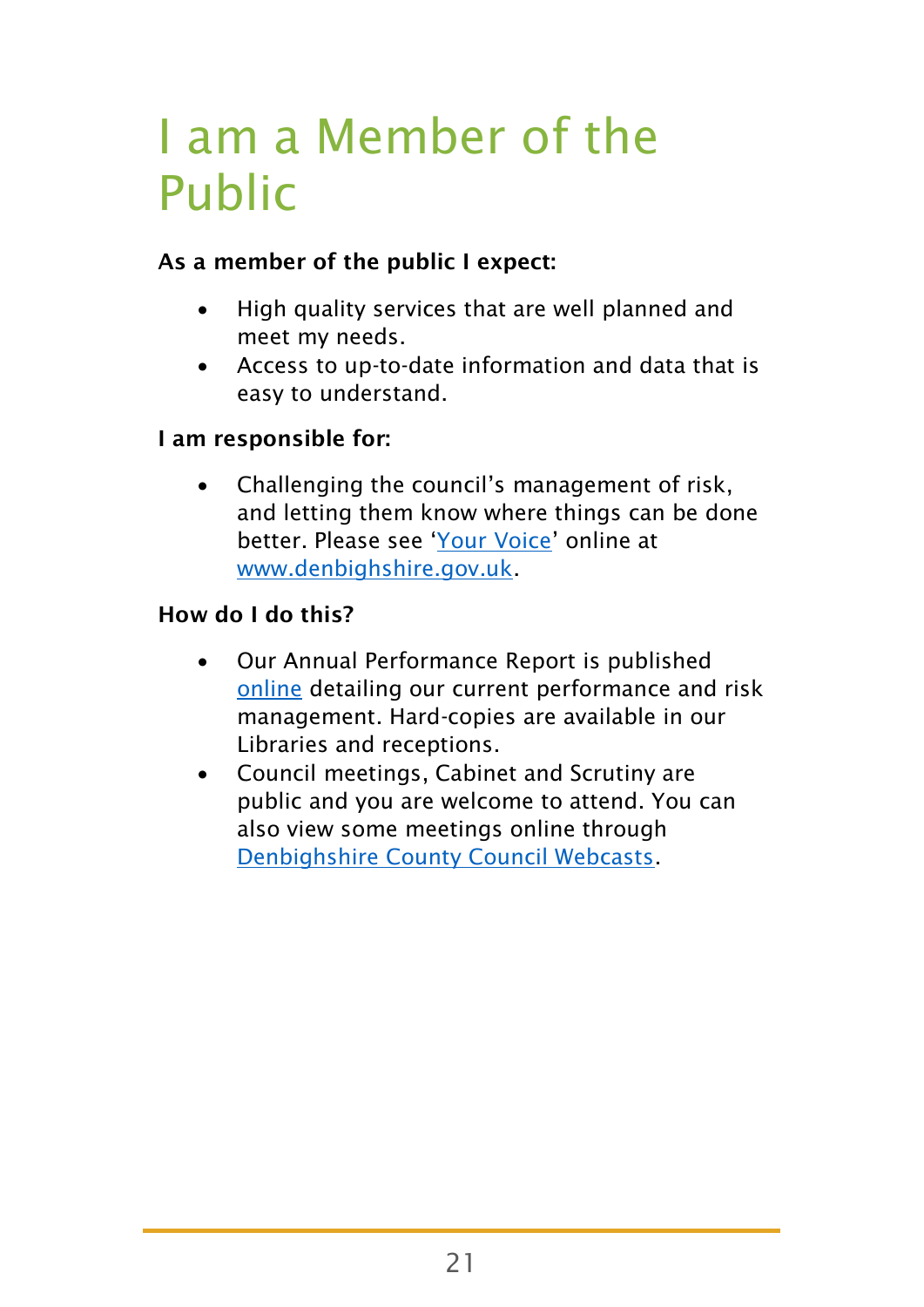# I am a Member of the Public

**As a member of the public I expect:**

- High quality services that are well planned and meet my needs.
- Access to up-to-date information and data that is easy to understand.

**I am responsible for:**

- Challenging the council's management of risk, and letting them know where things can be done better. Please see 'Your Voice' online at www.denbighshire.gov.uk.

**How do I do this?**

- Our Annual Performance Report is published online detailing our current performance and risk management. Hard-copies are available in our Libraries and receptions.
- Council meetings, Cabinet and Scrutiny are public and you are welcome to attend. You can also view some meetings online through Denbighshire County Council Webcasts.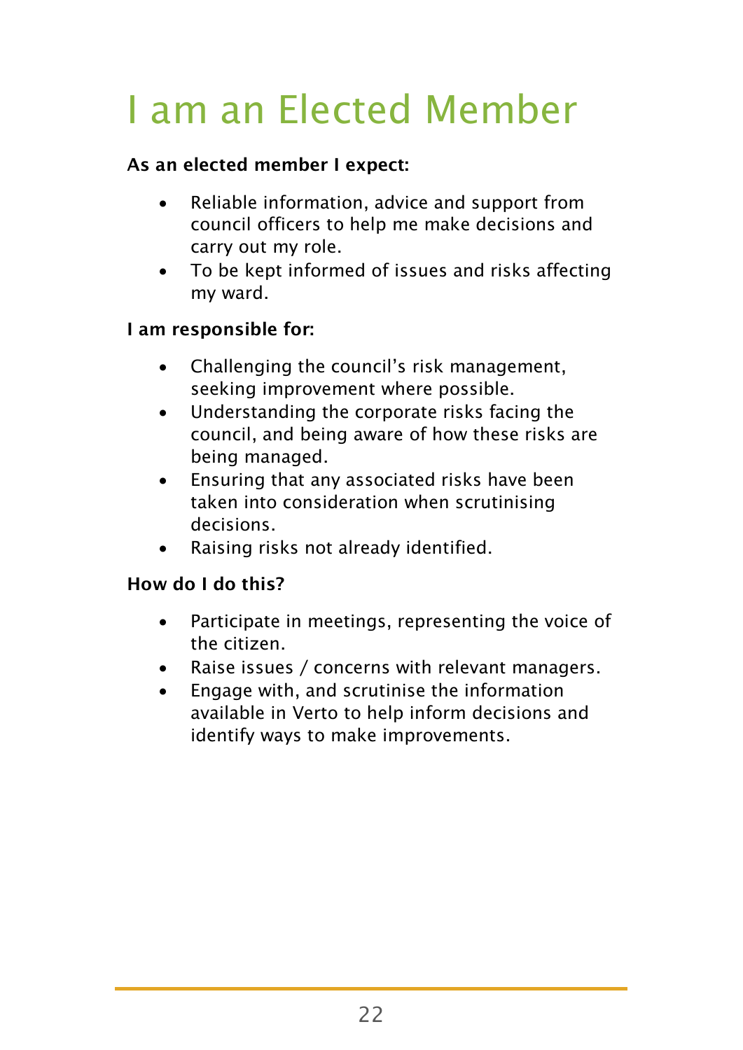# I am an Elected Member

**As an elected member I expect:**

- Reliable information, advice and support from council officers to help me make decisions and carry out my role.
- To be kept informed of issues and risks affecting my ward.

**I am responsible for:**

- Challenging the council's risk management, seeking improvement where possible.
- Understanding the corporate risks facing the council, and being aware of how these risks are being managed.
- Ensuring that any associated risks have been taken into consideration when scrutinising decisions.
- Raising risks not already identified.

**How do I do this?**

- Participate in meetings, representing the voice of the citizen.
- Raise issues / concerns with relevant managers.
- Engage with, and scrutinise the information available in Verto to help inform decisions and identify ways to make improvements.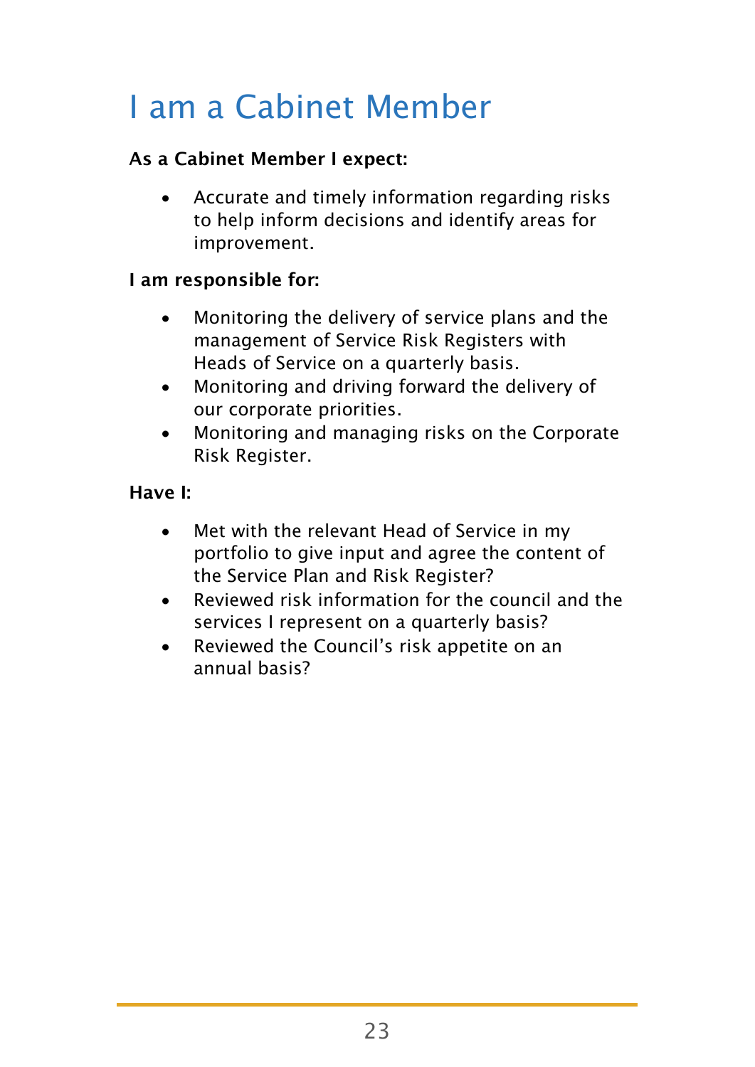# I am a Cabinet Member

**As a Cabinet Member I expect:**

- Accurate and timely information regarding risks to help inform decisions and identify areas for improvement.

**I am responsible for:**

- Monitoring the delivery of service plans and the management of Service Risk Registers with Heads of Service on a quarterly basis.
- Monitoring and driving forward the delivery of our corporate priorities.
- Monitoring and managing risks on the Corporate Risk Register.

**Have I:**

- Met with the relevant Head of Service in my portfolio to give input and agree the content of the Service Plan and Risk Register?
- Reviewed risk information for the council and the services I represent on a quarterly basis?
- Reviewed the Council's risk appetite on an annual basis?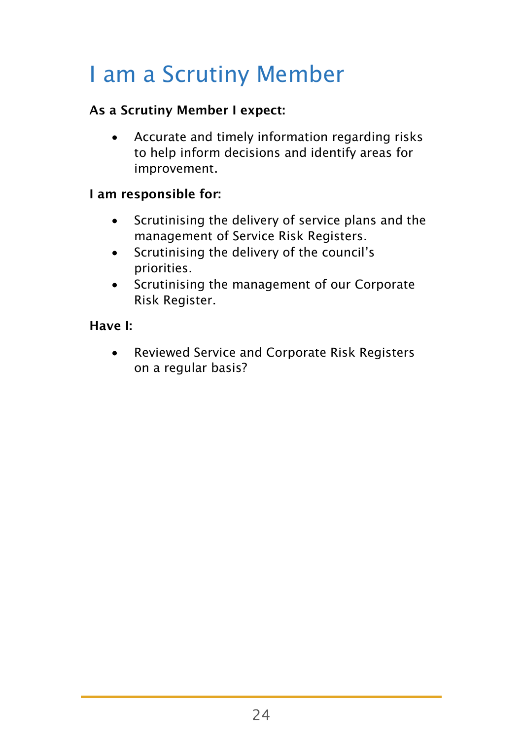# I am a Scrutiny Member

**As a Scrutiny Member I expect:**

- Accurate and timely information regarding risks to help inform decisions and identify areas for improvement.

**I am responsible for:**

- Scrutinising the delivery of service plans and the management of Service Risk Registers.
- Scrutinising the delivery of the council's priorities.
- Scrutinising the management of our Corporate Risk Register.

**Have I:**

- Reviewed Service and Corporate Risk Registers on a regular basis?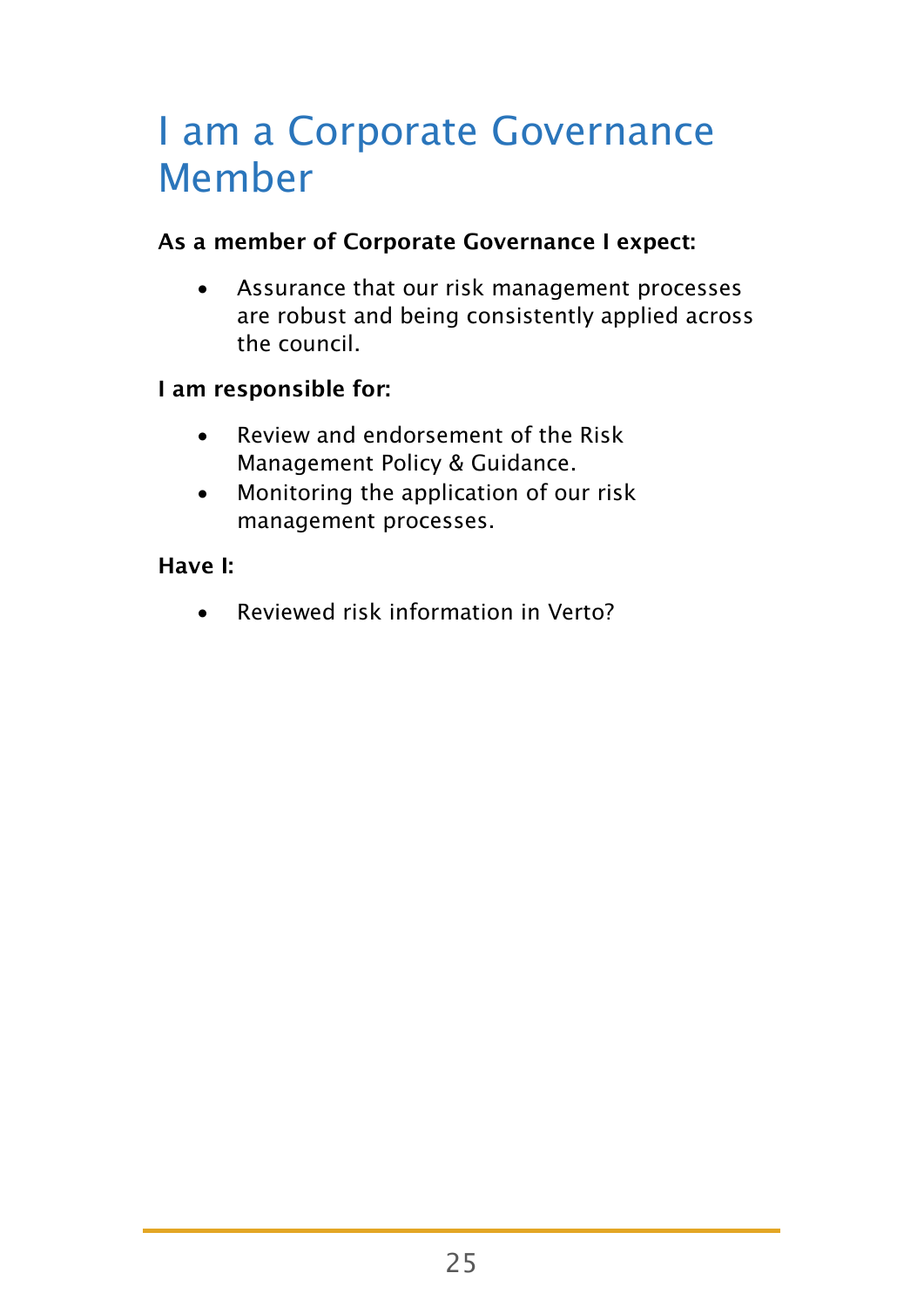# I am a Corporate Governance Member

**As a member of Corporate Governance I expect:**

- Assurance that our risk management processes are robust and being consistently applied across the council.

**I am responsible for:**

- Review and endorsement of the Risk Management Policy & Guidance.
- Monitoring the application of our risk management processes.

**Have I:**

- Reviewed risk information in Verto?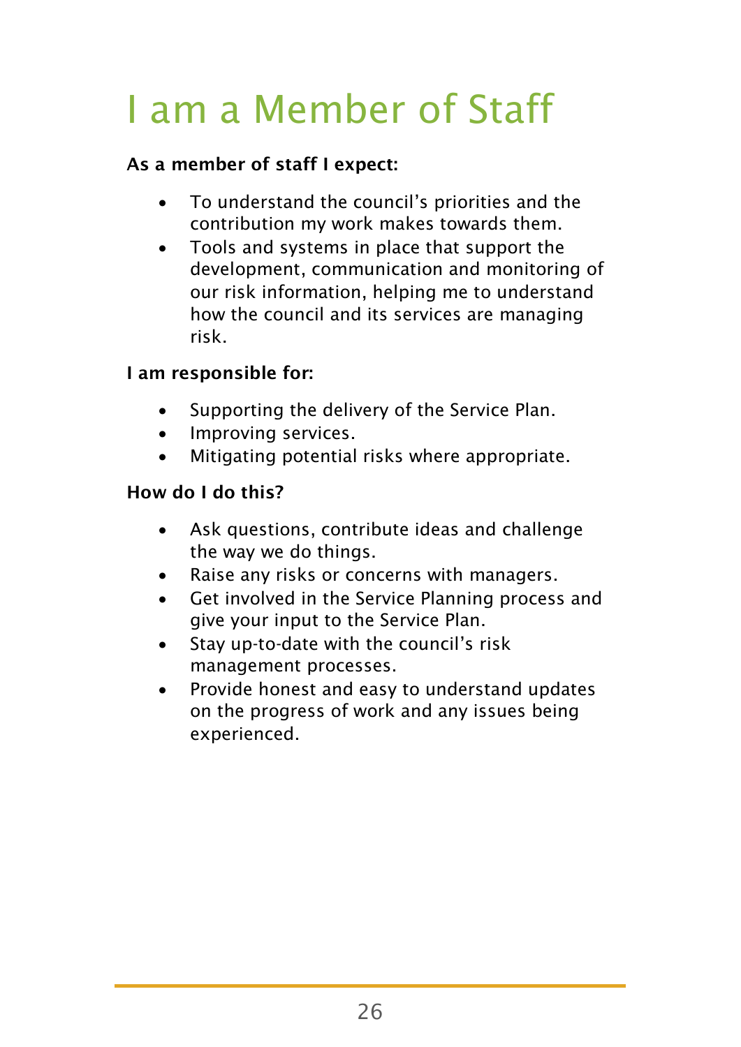# I am a Member of Staff

**As a member of staff I expect:**

- To understand the council's priorities and the contribution my work makes towards them.
- Tools and systems in place that support the development, communication and monitoring of our risk information, helping me to understand how the council and its services are managing risk.

**I am responsible for:**

- Supporting the delivery of the Service Plan.
- Improving services.
- Mitigating potential risks where appropriate.

**How do I do this?**

- Ask questions, contribute ideas and challenge the way we do things.
- Raise any risks or concerns with managers.
- Get involved in the Service Planning process and give your input to the Service Plan.
- Stay up-to-date with the council's risk management processes.
- Provide honest and easy to understand updates on the progress of work and any issues being experienced.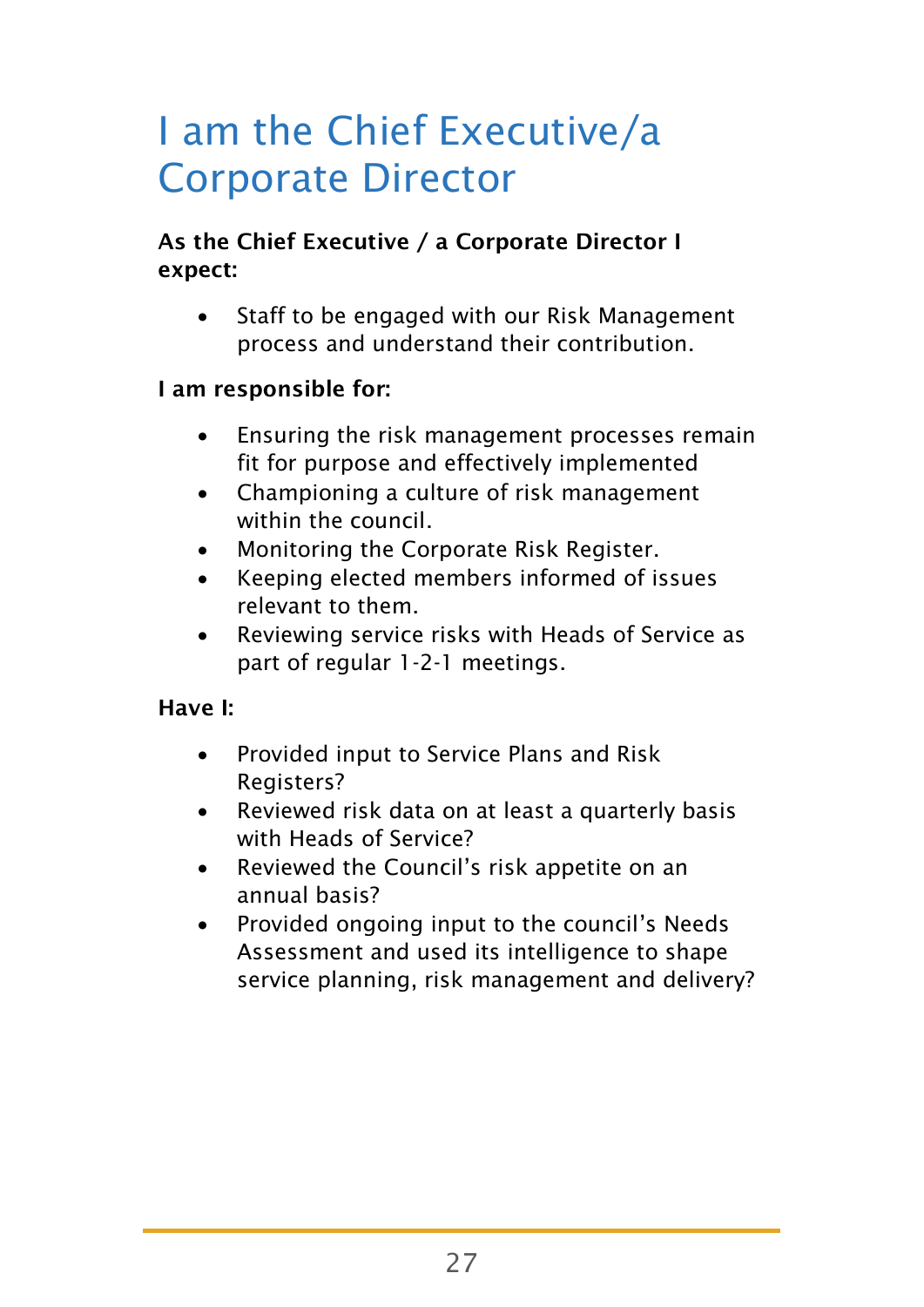# I am the Chief Executive/a Corporate Director

**As the Chief Executive / a Corporate Director I expect:**

- Staff to be engaged with our Risk Management process and understand their contribution.

**I am responsible for:**

- Ensuring the risk management processes remain fit for purpose and effectively implemented
- Championing a culture of risk management within the council.
- Monitoring the Corporate Risk Register.
- Keeping elected members informed of issues relevant to them.
- Reviewing service risks with Heads of Service as part of regular 1-2-1 meetings.

**Have I:**

- Provided input to Service Plans and Risk Registers?
- Reviewed risk data on at least a quarterly basis with Heads of Service?
- Reviewed the Council's risk appetite on an annual basis?
- Provided ongoing input to the council's Needs Assessment and used its intelligence to shape service planning, risk management and delivery?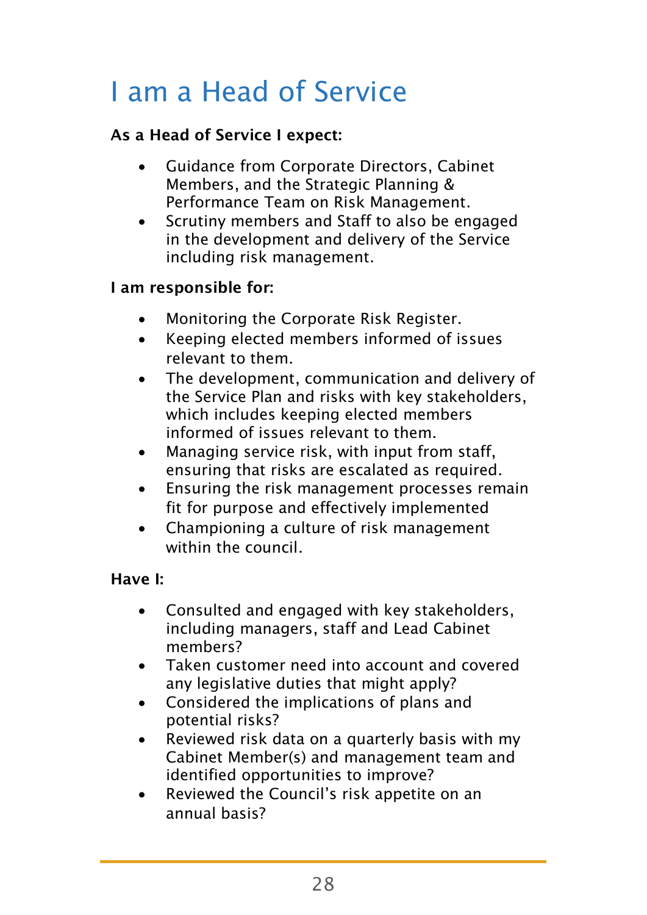# I am a Head of Service

**As a Head of Service I expect:**

- Guidance from Corporate Directors, Cabinet Members, and the Strategic Planning & Performance Team on Risk Management.
- Scrutiny members and Staff to also be engaged in the development and delivery of the Service including risk management.

**I am responsible for:**

- Monitoring the Corporate Risk Register.
- Keeping elected members informed of issues relevant to them.
- The development, communication and delivery of the Service Plan and risks with key stakeholders, which includes keeping elected members informed of issues relevant to them.
- Managing service risk, with input from staff, ensuring that risks are escalated as required.
- Ensuring the risk management processes remain fit for purpose and effectively implemented
- Championing a culture of risk management within the council.

**Have I:**

- Consulted and engaged with key stakeholders, including managers, staff and Lead Cabinet members?
- Taken customer need into account and covered any legislative duties that might apply?
- Considered the implications of plans and potential risks?
- Reviewed risk data on a quarterly basis with my Cabinet Member(s) and management team and identified opportunities to improve?
- Reviewed the Council's risk appetite on an annual basis?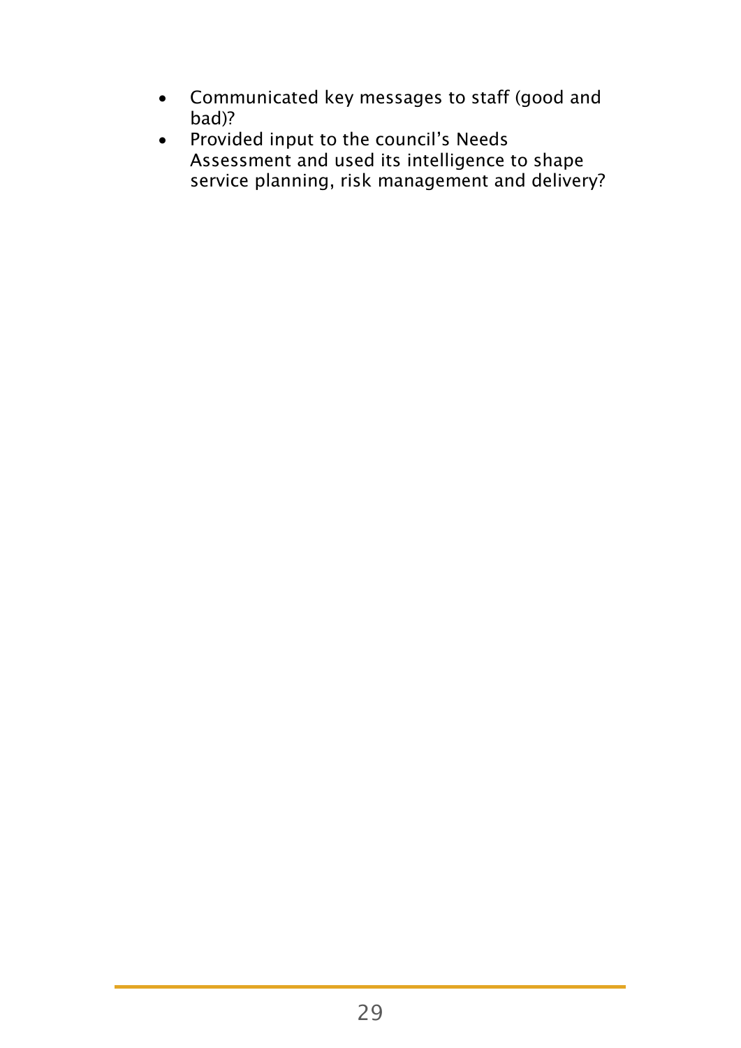- Communicated key messages to staff (good and bad)?
- Provided input to the council's Needs Assessment and used its intelligence to shape service planning, risk management and delivery?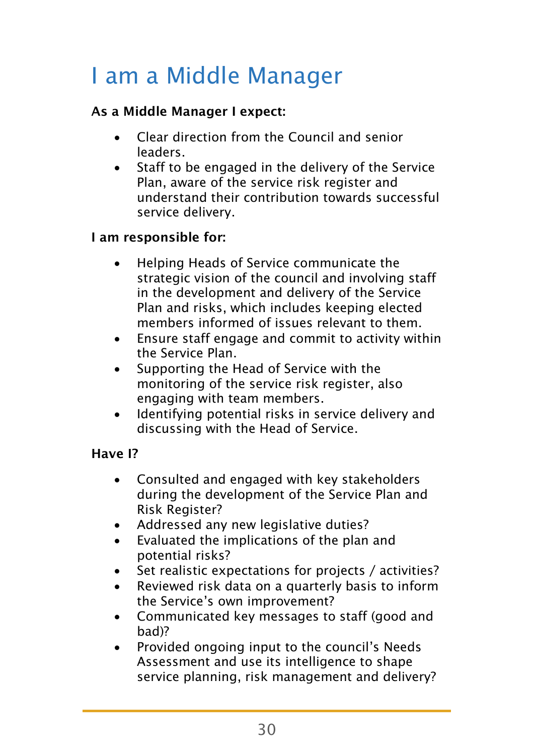# I am a Middle Manager

**As a Middle Manager I expect:**

- Clear direction from the Council and senior leaders.
- Staff to be engaged in the delivery of the Service Plan, aware of the service risk register and understand their contribution towards successful service delivery.

**I am responsible for:**

- Helping Heads of Service communicate the strategic vision of the council and involving staff in the development and delivery of the Service Plan and risks, which includes keeping elected members informed of issues relevant to them.
- Ensure staff engage and commit to activity within the Service Plan.
- Supporting the Head of Service with the monitoring of the service risk register, also engaging with team members.
- Identifying potential risks in service delivery and discussing with the Head of Service.

**Have I?**

- Consulted and engaged with key stakeholders during the development of the Service Plan and Risk Register?
- Addressed any new legislative duties?
- Evaluated the implications of the plan and potential risks?
- Set realistic expectations for projects / activities?
- Reviewed risk data on a quarterly basis to inform the Service's own improvement?
- Communicated key messages to staff (good and bad)?
- Provided ongoing input to the council's Needs Assessment and use its intelligence to shape service planning, risk management and delivery?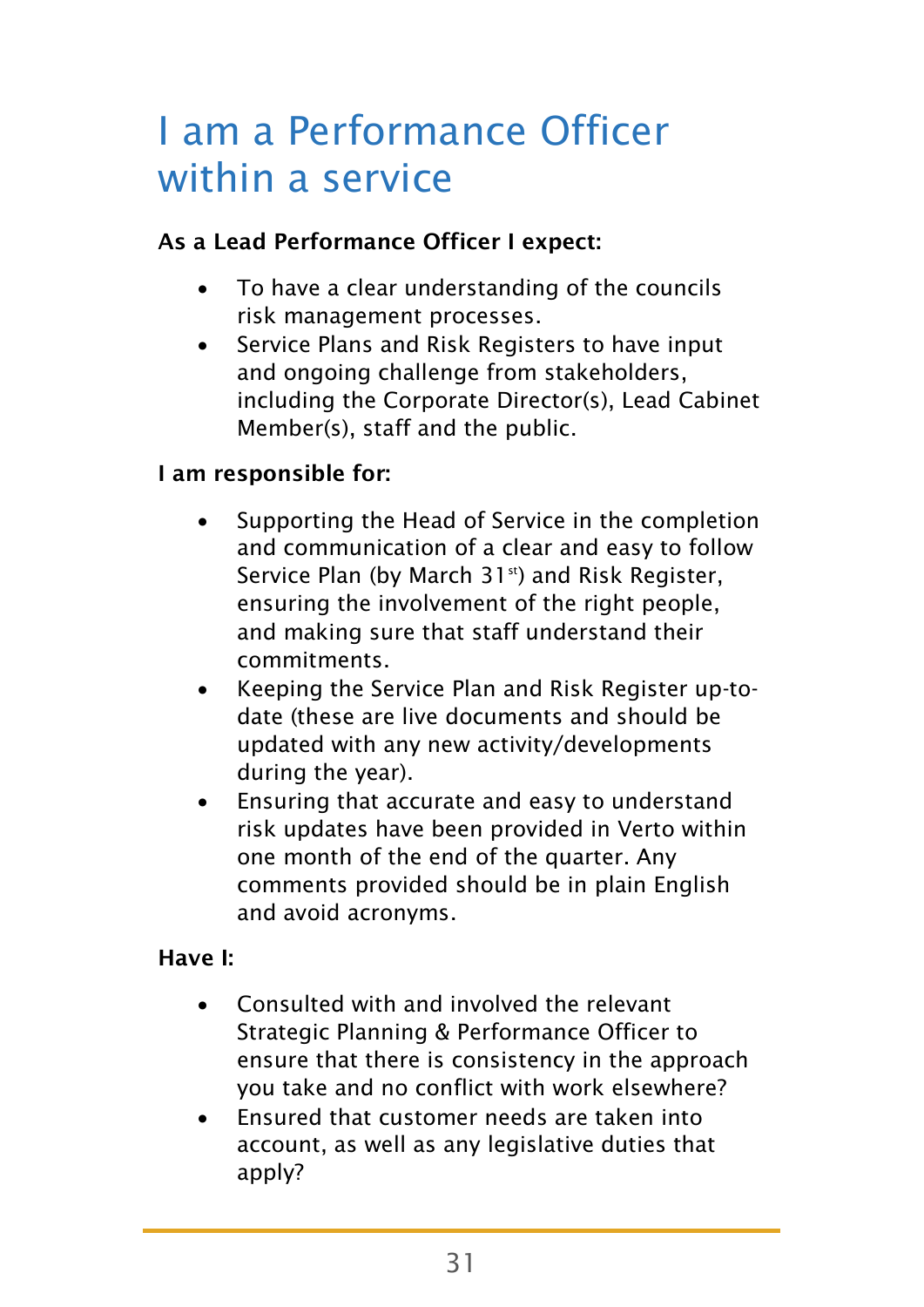# I am a Performance Officer within a service

**As a Lead Performance Officer I expect:**

- To have a clear understanding of the councils risk management processes.
- Service Plans and Risk Registers to have input and ongoing challenge from stakeholders, including the Corporate Director(s), Lead Cabinet Member(s), staff and the public.

**I am responsible for:**

- Supporting the Head of Service in the completion and communication of a clear and easy to follow Service Plan (by March 31st) and Risk Register, ensuring the involvement of the right people, and making sure that staff understand their commitments.
- Keeping the Service Plan and Risk Register up-to-date (these are live documents and should be updated with any new activity/developments during the year).
- Ensuring that accurate and easy to understand risk updates have been provided in Verto within one month of the end of the quarter. Any comments provided should be in plain English and avoid acronyms.

**Have I:**

- Consulted with and involved the relevant Strategic Planning & Performance Officer to ensure that there is consistency in the approach you take and no conflict with work elsewhere?
- Ensured that customer needs are taken into account, as well as any legislative duties that apply?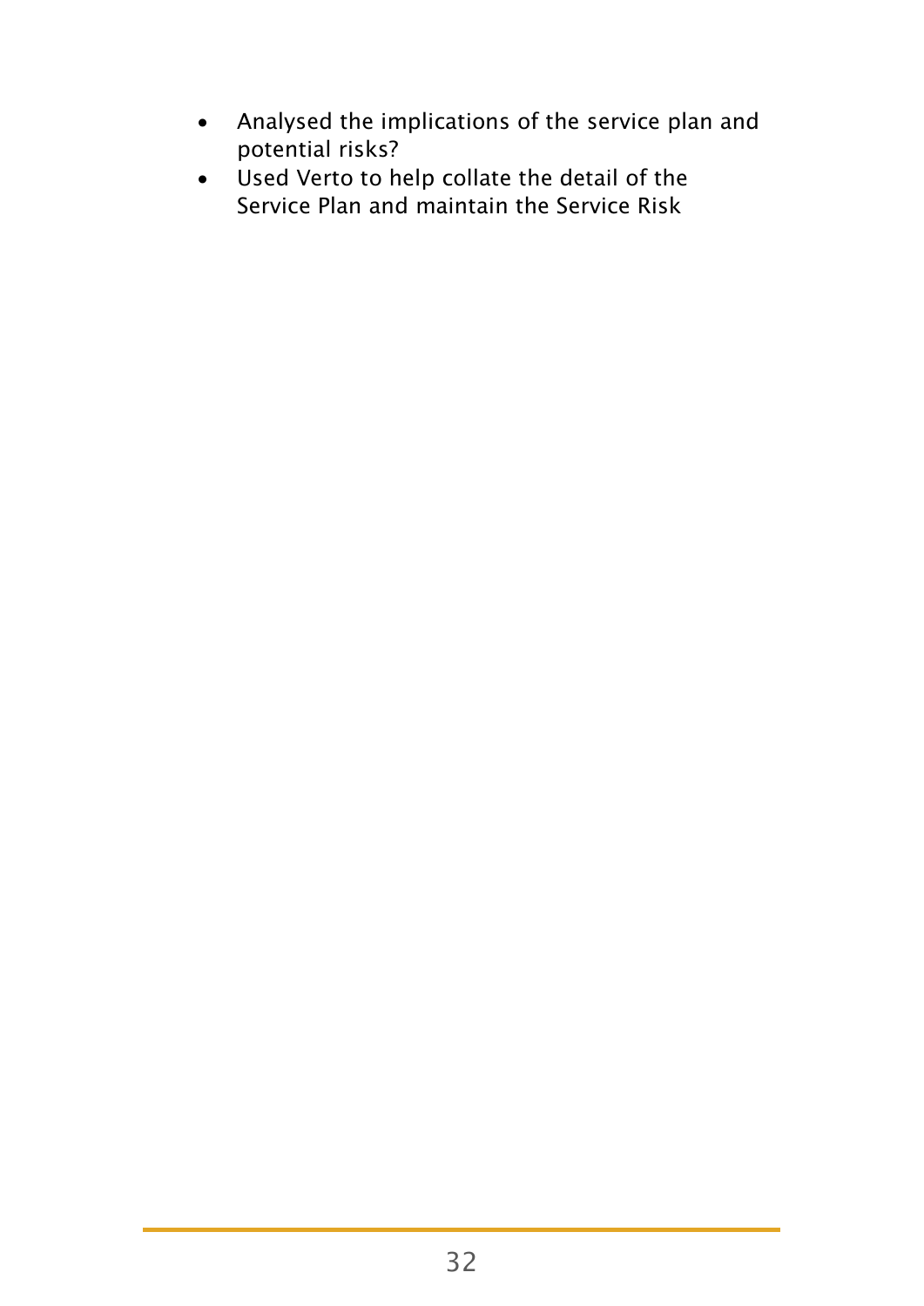- Analysed the implications of the service plan and potential risks?
- Used Verto to help collate the detail of the Service Plan and maintain the Service Risk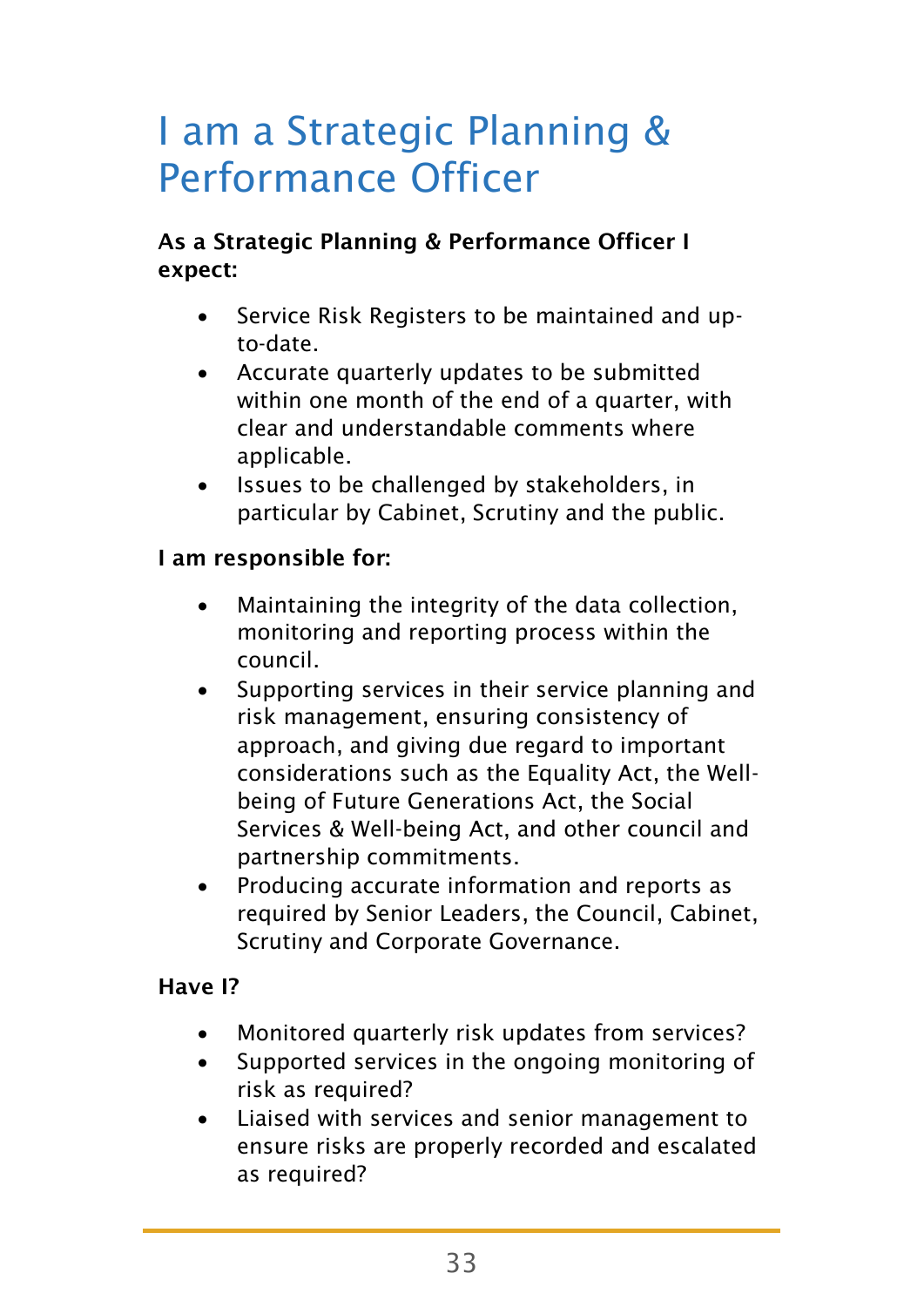# I am a Strategic Planning & Performance Officer

**As a Strategic Planning & Performance Officer I expect:**

- Service Risk Registers to be maintained and up-to-date.
- Accurate quarterly updates to be submitted within one month of the end of a quarter, with clear and understandable comments where applicable.
- Issues to be challenged by stakeholders, in particular by Cabinet, Scrutiny and the public.

**I am responsible for:**

- Maintaining the integrity of the data collection, monitoring and reporting process within the council.
- Supporting services in their service planning and risk management, ensuring consistency of approach, and giving due regard to important considerations such as the Equality Act, the Well-being of Future Generations Act, the Social Services & Well-being Act, and other council and partnership commitments.
- Producing accurate information and reports as required by Senior Leaders, the Council, Cabinet, Scrutiny and Corporate Governance.

**Have I?**

- Monitored quarterly risk updates from services?
- Supported services in the ongoing monitoring of risk as required?
- Liaised with services and senior management to ensure risks are properly recorded and escalated as required?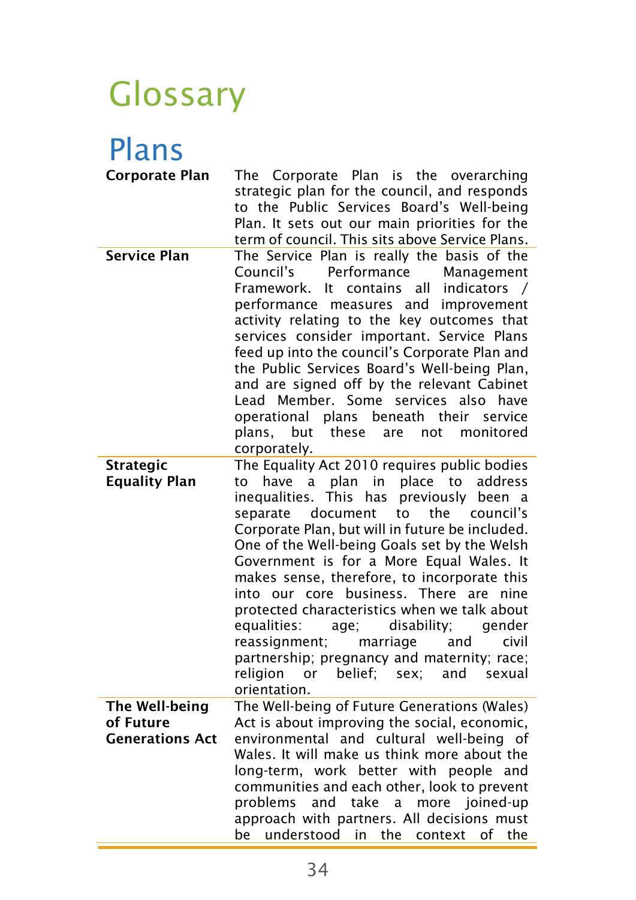# Glossary

## Plans

| | |
|---|---|
| **Corporate Plan** | The Corporate Plan is the overarching strategic plan for the council, and responds to the Public Services Board's Well-being Plan. It sets out our main priorities for the term of council. This sits above Service Plans. |
| **Service Plan** | The Service Plan is really the basis of the Council's Performance Management Framework. It contains all indicators / performance measures and improvement activity relating to the key outcomes that services consider important. Service Plans feed up into the council's Corporate Plan and the Public Services Board's Well-being Plan, and are signed off by the relevant Cabinet Lead Member. Some services also have operational plans beneath their service plans, but these are not monitored corporately. |
| **Strategic Equality Plan** | The Equality Act 2010 requires public bodies to have a plan in place to address inequalities. This has previously been a separate document to the council's Corporate Plan, but will in future be included. One of the Well-being Goals set by the Welsh Government is for a More Equal Wales. It makes sense, therefore, to incorporate this into our core business. There are nine protected characteristics when we talk about equalities: age; disability; gender reassignment; marriage and civil partnership; pregnancy and maternity; race; religion or belief; sex; and sexual orientation. |
| **The Well-being of Future Generations Act** | The Well-being of Future Generations (Wales) Act is about improving the social, economic, environmental and cultural well-being of Wales. It will make us think more about the long-term, work better with people and communities and each other, look to prevent problems and take a more joined-up approach with partners. All decisions must be understood in the context of the |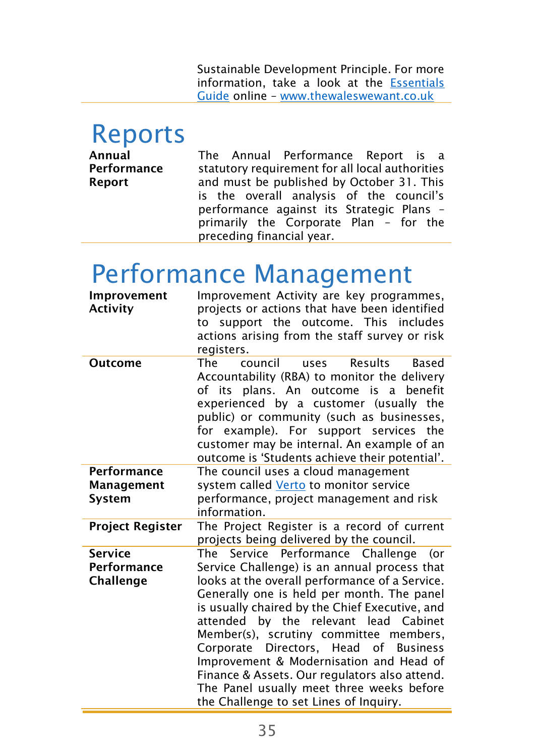Sustainable Development Principle. For more information, take a look at the [Essentials Guide](#) online – [www.thewaleswewant.co.uk](http://www.thewaleswewant.co.uk)

# Reports

| | |
|---|---|
| **Annual Performance Report** | The Annual Performance Report is a statutory requirement for all local authorities and must be published by October 31. This is the overall analysis of the council's performance against its Strategic Plans – primarily the Corporate Plan – for the preceding financial year. |

# Performance Management

| | |
|---|---|
| **Improvement Activity** | Improvement Activity are key programmes, projects or actions that have been identified to support the outcome. This includes actions arising from the staff survey or risk registers. |
| **Outcome** | The council uses Results Based Accountability (RBA) to monitor the delivery of its plans. An outcome is a benefit experienced by a customer (usually the public) or community (such as businesses, for example). For support services the customer may be internal. An example of an outcome is 'Students achieve their potential'. |
| **Performance Management System** | The council uses a cloud management system called [Verto](#) to monitor service performance, project management and risk information. |
| **Project Register** | The Project Register is a record of current projects being delivered by the council. |
| **Service Performance Challenge** | The Service Performance Challenge (or Service Challenge) is an annual process that looks at the overall performance of a Service. Generally one is held per month. The panel is usually chaired by the Chief Executive, and attended by the relevant lead Cabinet Member(s), scrutiny committee members, Corporate Directors, Head of Business Improvement & Modernisation and Head of Finance & Assets. Our regulators also attend. The Panel usually meet three weeks before the Challenge to set Lines of Inquiry. |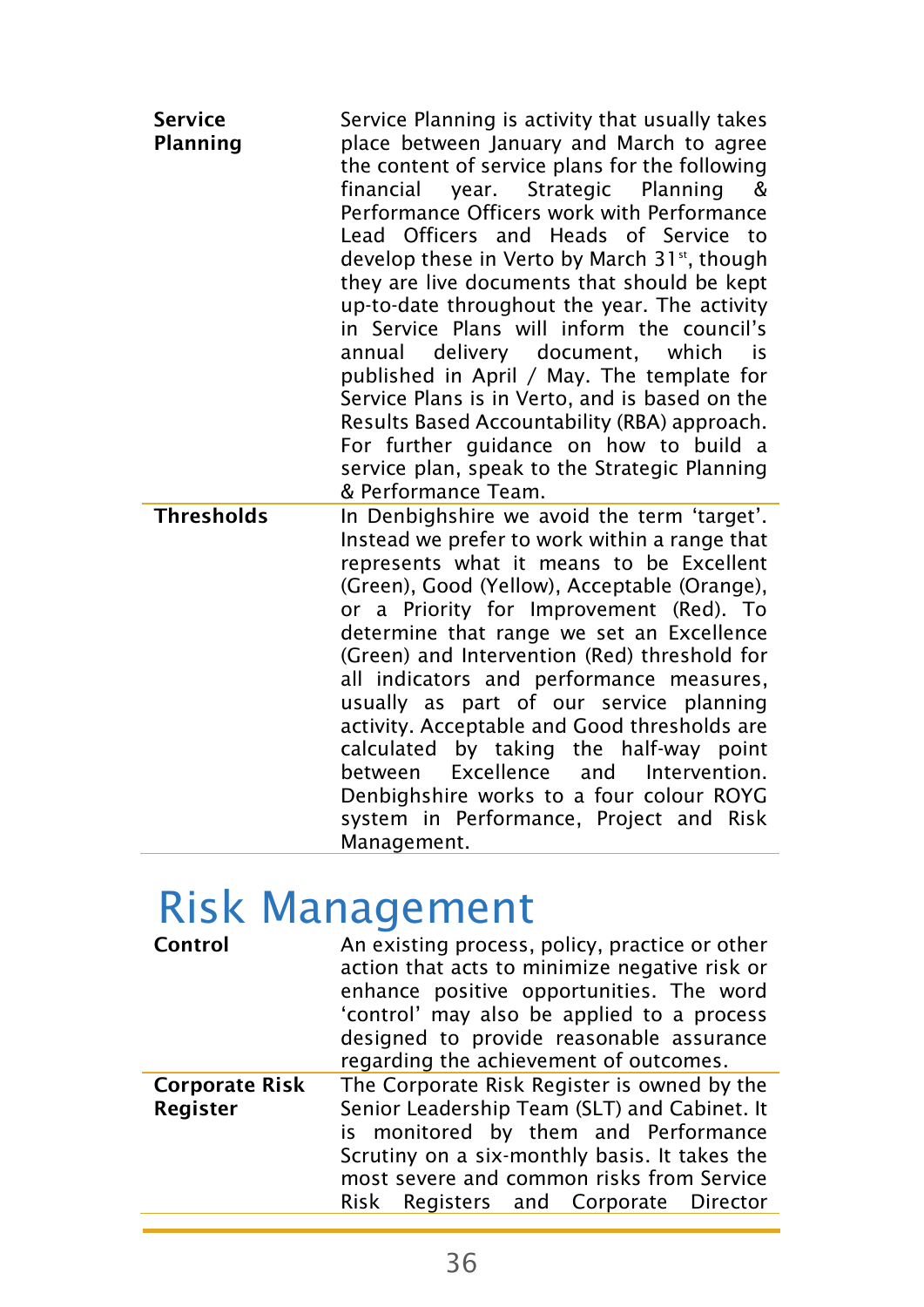| | |
|---|---|
| **Service Planning** | Service Planning is activity that usually takes place between January and March to agree the content of service plans for the following financial year. Strategic Planning & Performance Officers work with Performance Lead Officers and Heads of Service to develop these in Verto by March 31st, though they are live documents that should be kept up-to-date throughout the year. The activity in Service Plans will inform the council's annual delivery document, which is published in April / May. The template for Service Plans is in Verto, and is based on the Results Based Accountability (RBA) approach. For further guidance on how to build a service plan, speak to the Strategic Planning & Performance Team. |
| **Thresholds** | In Denbighshire we avoid the term 'target'. Instead we prefer to work within a range that represents what it means to be Excellent (Green), Good (Yellow), Acceptable (Orange), or a Priority for Improvement (Red). To determine that range we set an Excellence (Green) and Intervention (Red) threshold for all indicators and performance measures, usually as part of our service planning activity. Acceptable and Good thresholds are calculated by taking the half-way point between Excellence and Intervention. Denbighshire works to a four colour ROYG system in Performance, Project and Risk Management. |

# Risk Management

| | |
|---|---|
| **Control** | An existing process, policy, practice or other action that acts to minimize negative risk or enhance positive opportunities. The word 'control' may also be applied to a process designed to provide reasonable assurance regarding the achievement of outcomes. |
| **Corporate Risk Register** | The Corporate Risk Register is owned by the Senior Leadership Team (SLT) and Cabinet. It is monitored by them and Performance Scrutiny on a six-monthly basis. It takes the most severe and common risks from Service Risk Registers and Corporate Director |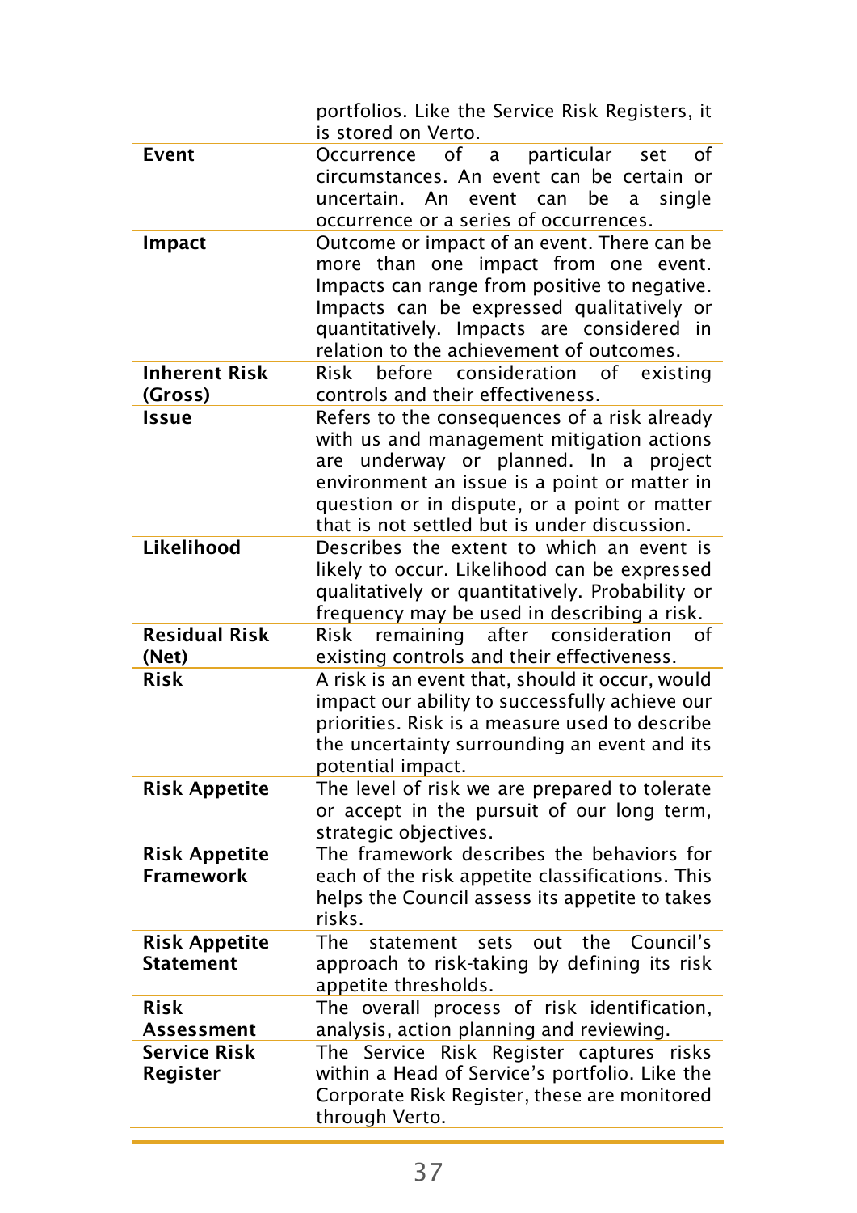| | |
|---|---|
| | portfolios. Like the Service Risk Registers, it is stored on Verto. |
| **Event** | Occurrence of a particular set of circumstances. An event can be certain or uncertain. An event can be a single occurrence or a series of occurrences. |
| **Impact** | Outcome or impact of an event. There can be more than one impact from one event. Impacts can range from positive to negative. Impacts can be expressed qualitatively or quantitatively. Impacts are considered in relation to the achievement of outcomes. |
| **Inherent Risk (Gross)** | Risk before consideration of existing controls and their effectiveness. |
| **Issue** | Refers to the consequences of a risk already with us and management mitigation actions are underway or planned. In a project environment an issue is a point or matter in question or in dispute, or a point or matter that is not settled but is under discussion. |
| **Likelihood** | Describes the extent to which an event is likely to occur. Likelihood can be expressed qualitatively or quantitatively. Probability or frequency may be used in describing a risk. |
| **Residual Risk (Net)** | Risk remaining after consideration of existing controls and their effectiveness. |
| **Risk** | A risk is an event that, should it occur, would impact our ability to successfully achieve our priorities. Risk is a measure used to describe the uncertainty surrounding an event and its potential impact. |
| **Risk Appetite** | The level of risk we are prepared to tolerate or accept in the pursuit of our long term, strategic objectives. |
| **Risk Appetite Framework** | The framework describes the behaviors for each of the risk appetite classifications. This helps the Council assess its appetite to takes risks. |
| **Risk Appetite Statement** | The statement sets out the Council's approach to risk-taking by defining its risk appetite thresholds. |
| **Risk Assessment** | The overall process of risk identification, analysis, action planning and reviewing. |
| **Service Risk Register** | The Service Risk Register captures risks within a Head of Service's portfolio. Like the Corporate Risk Register, these are monitored through Verto. |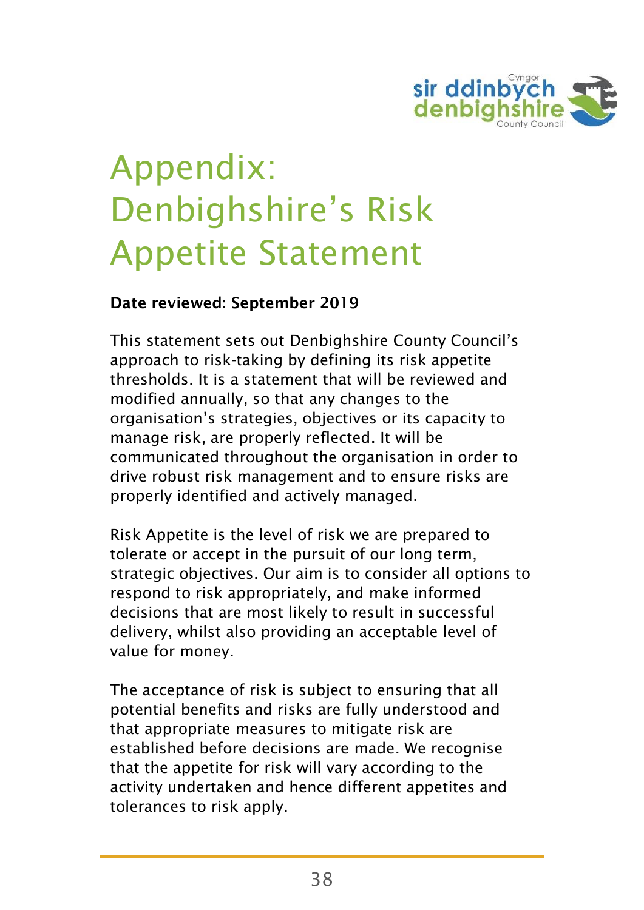# Appendix: Denbighshire's Risk Appetite Statement

**Date reviewed: September 2019**

This statement sets out Denbighshire County Council's approach to risk-taking by defining its risk appetite thresholds. It is a statement that will be reviewed and modified annually, so that any changes to the organisation's strategies, objectives or its capacity to manage risk, are properly reflected. It will be communicated throughout the organisation in order to drive robust risk management and to ensure risks are properly identified and actively managed.

Risk Appetite is the level of risk we are prepared to tolerate or accept in the pursuit of our long term, strategic objectives. Our aim is to consider all options to respond to risk appropriately, and make informed decisions that are most likely to result in successful delivery, whilst also providing an acceptable level of value for money.

The acceptance of risk is subject to ensuring that all potential benefits and risks are fully understood and that appropriate measures to mitigate risk are established before decisions are made. We recognise that the appetite for risk will vary according to the activity undertaken and hence different appetites and tolerances to risk apply.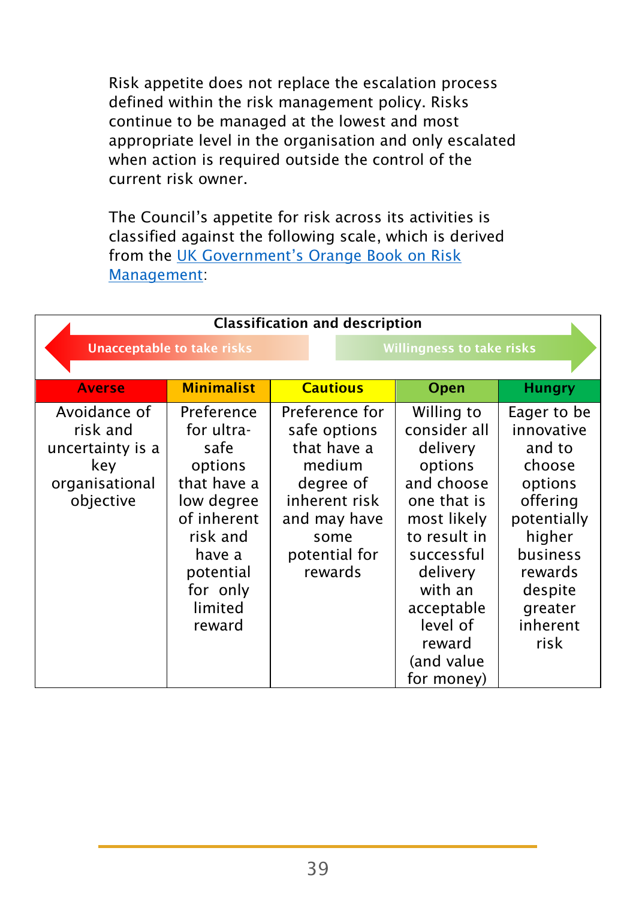Risk appetite does not replace the escalation process defined within the risk management policy. Risks continue to be managed at the lowest and most appropriate level in the organisation and only escalated when action is required outside the control of the current risk owner.

The Council's appetite for risk across its activities is classified against the following scale, which is derived from the [UK Government's Orange Book on Risk Management](UK Government's Orange Book on Risk Management):

| **Classification and description** | | | | |
|---|---|---|---|---|
| Unacceptable to take risks | | | Willingness to take risks | |
| **Averse** | **Minimalist** | **Cautious** | **Open** | **Hungry** |
| Avoidance of risk and uncertainty is a key organisational objective | Preference for ultra-safe options that have a low degree of inherent risk and have a potential for only limited reward | Preference for safe options that have a medium degree of inherent risk and may have some potential for rewards | Willing to consider all delivery options and choose one that is most likely to result in successful delivery with an acceptable level of reward (and value for money) | Eager to be innovative and to choose options offering potentially higher business rewards despite greater inherent risk |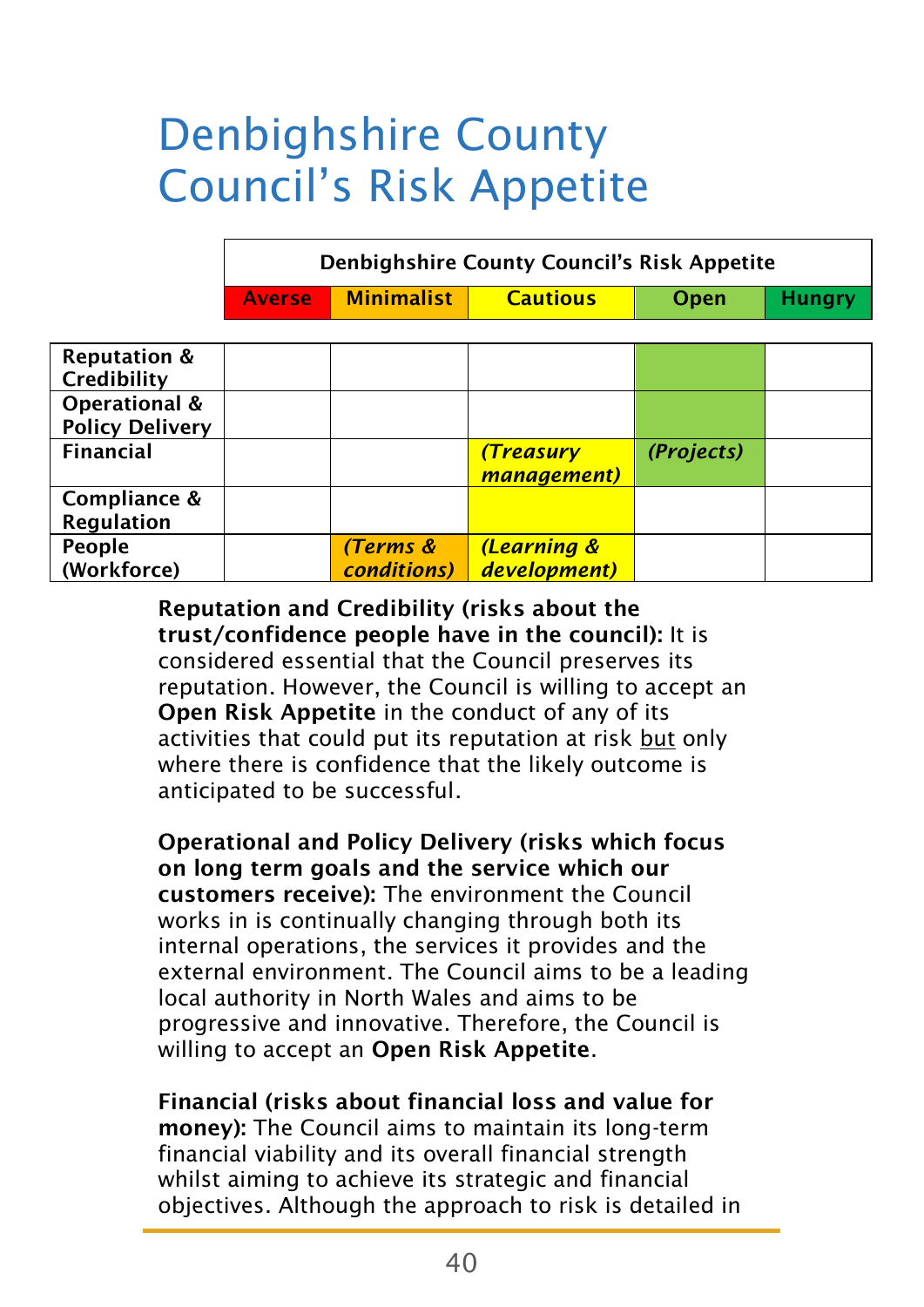# Denbighshire County Council's Risk Appetite

| | Denbighshire County Council's Risk Appetite | | | | |
|---|---|---|---|---|---|
| | **Averse** | **Minimalist** | **Cautious** | **Open** | **Hungry** |
| **Reputation & Credibility** | | | | ■ | |
| **Operational & Policy Delivery** | | | | ■ | |
| **Financial** | | | *(Treasury management)* | *(Projects)* | |
| **Compliance & Regulation** | | | ■ | | |
| **People (Workforce)** | | *(Terms & conditions)* | *(Learning & development)* | | |

**Reputation and Credibility (risks about the trust/confidence people have in the council):** It is considered essential that the Council preserves its reputation. However, the Council is willing to accept an **Open Risk Appetite** in the conduct of any of its activities that could put its reputation at risk but only where there is confidence that the likely outcome is anticipated to be successful.

**Operational and Policy Delivery (risks which focus on long term goals and the service which our customers receive):** The environment the Council works in is continually changing through both its internal operations, the services it provides and the external environment. The Council aims to be a leading local authority in North Wales and aims to be progressive and innovative. Therefore, the Council is willing to accept an **Open Risk Appetite**.

**Financial (risks about financial loss and value for money):** The Council aims to maintain its long-term financial viability and its overall financial strength whilst aiming to achieve its strategic and financial objectives. Although the approach to risk is detailed in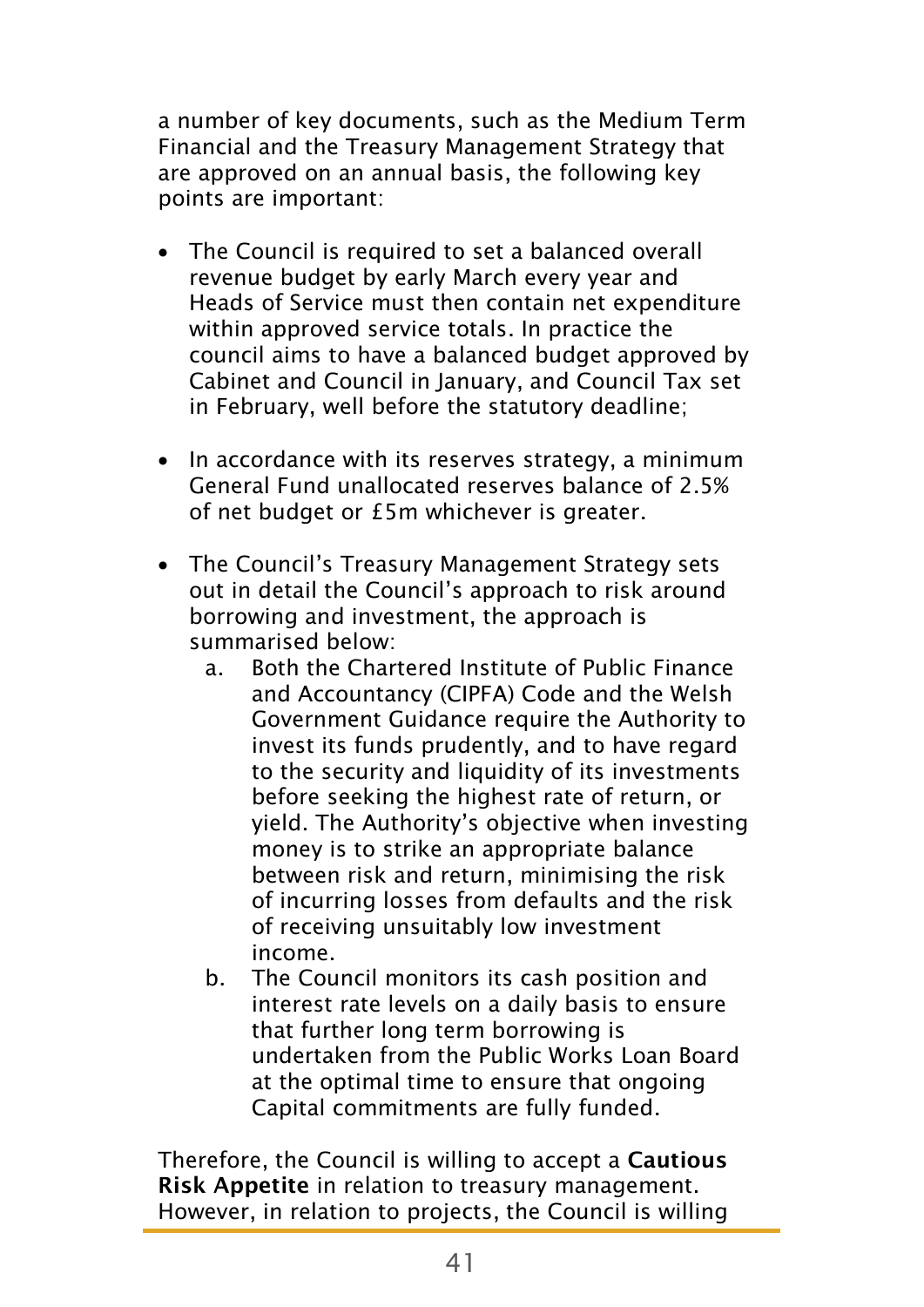a number of key documents, such as the Medium Term Financial and the Treasury Management Strategy that are approved on an annual basis, the following key points are important:

- The Council is required to set a balanced overall revenue budget by early March every year and Heads of Service must then contain net expenditure within approved service totals. In practice the council aims to have a balanced budget approved by Cabinet and Council in January, and Council Tax set in February, well before the statutory deadline;

- In accordance with its reserves strategy, a minimum General Fund unallocated reserves balance of 2.5% of net budget or £5m whichever is greater.

- The Council's Treasury Management Strategy sets out in detail the Council's approach to risk around borrowing and investment, the approach is summarised below:
  a. Both the Chartered Institute of Public Finance and Accountancy (CIPFA) Code and the Welsh Government Guidance require the Authority to invest its funds prudently, and to have regard to the security and liquidity of its investments before seeking the highest rate of return, or yield. The Authority's objective when investing money is to strike an appropriate balance between risk and return, minimising the risk of incurring losses from defaults and the risk of receiving unsuitably low investment income.
  b. The Council monitors its cash position and interest rate levels on a daily basis to ensure that further long term borrowing is undertaken from the Public Works Loan Board at the optimal time to ensure that ongoing Capital commitments are fully funded.

Therefore, the Council is willing to accept a **Cautious Risk Appetite** in relation to treasury management. However, in relation to projects, the Council is willing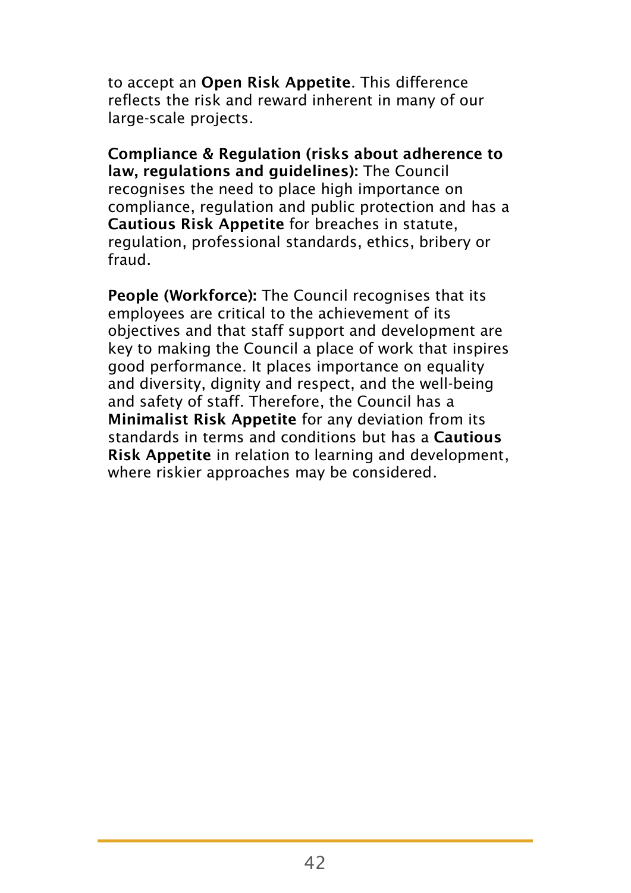to accept an **Open Risk Appetite**. This difference reflects the risk and reward inherent in many of our large-scale projects.

**Compliance & Regulation (risks about adherence to law, regulations and guidelines):** The Council recognises the need to place high importance on compliance, regulation and public protection and has a **Cautious Risk Appetite** for breaches in statute, regulation, professional standards, ethics, bribery or fraud.

**People (Workforce):** The Council recognises that its employees are critical to the achievement of its objectives and that staff support and development are key to making the Council a place of work that inspires good performance. It places importance on equality and diversity, dignity and respect, and the well-being and safety of staff. Therefore, the Council has a **Minimalist Risk Appetite** for any deviation from its standards in terms and conditions but has a **Cautious Risk Appetite** in relation to learning and development, where riskier approaches may be considered.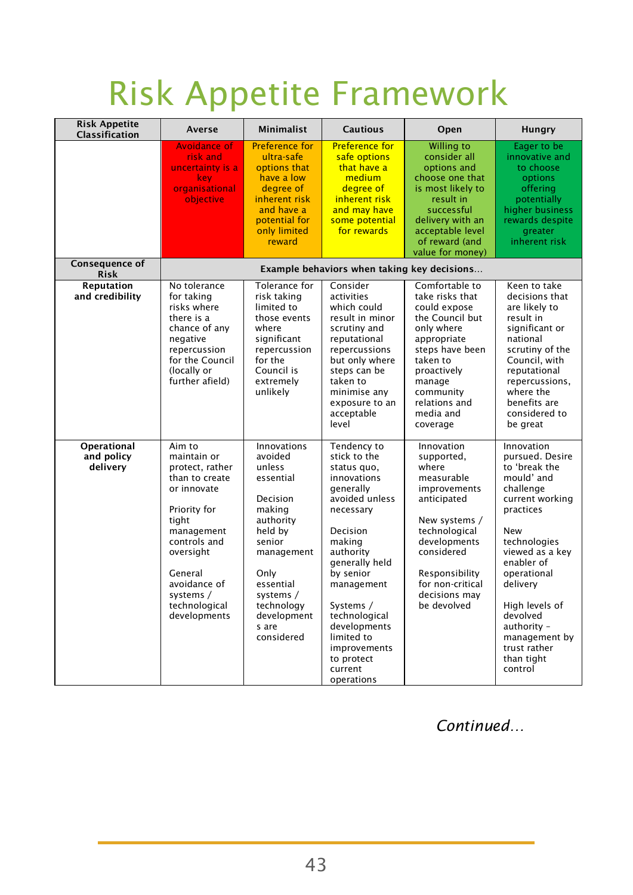# Risk Appetite Framework

| Risk Appetite Classification | Averse | Minimalist | Cautious | Open | Hungry |
|---|---|---|---|---|---|
| | Avoidance of risk and uncertainty is a key organisational objective | Preference for ultra-safe options that have a low degree of inherent risk and have a potential for only limited reward | Preference for safe options that have a medium degree of inherent risk and may have some potential for rewards | Willing to consider all options and choose one that is most likely to result in successful delivery with an acceptable level of reward (and value for money) | Eager to be innovative and to choose options offering potentially higher business rewards despite greater inherent risk |
| **Consequence of Risk** | **Example behaviors when taking key decisions…** | | | | |
| **Reputation and credibility** | No tolerance for taking risks where there is a chance of any negative repercussion for the Council (locally or further afield) | Tolerance for risk taking limited to those events where significant repercussion for the Council is extremely unlikely | Consider activities which could result in minor scrutiny and reputational repercussions but only where steps can be taken to minimise any exposure to an acceptable level | Comfortable to take risks that could expose the Council but only where appropriate steps have been taken to proactively manage community relations and media and coverage | Keen to take decisions that are likely to result in significant or national scrutiny of the Council, with reputational repercussions, where the benefits are considered to be great |
| **Operational and policy delivery** | Aim to maintain or protect, rather than to create or innovate<br><br>Priority for tight management controls and oversight<br><br>General avoidance of systems / technological developments | Innovations avoided unless essential<br><br>Decision making authority held by senior management<br><br>Only essential systems / technology developments are considered | Tendency to stick to the status quo, innovations generally avoided unless necessary<br><br>Decision making authority generally held by senior management<br><br>Systems / technological developments limited to improvements to protect current operations | Innovation supported, where measurable improvements anticipated<br><br>New systems / technological developments considered<br><br>Responsibility for non-critical decisions may be devolved | Innovation pursued. Desire to 'break the mould' and challenge current working practices<br><br>New technologies viewed as a key enabler of operational delivery<br><br>High levels of devolved authority – management by trust rather than tight control |

*Continued…*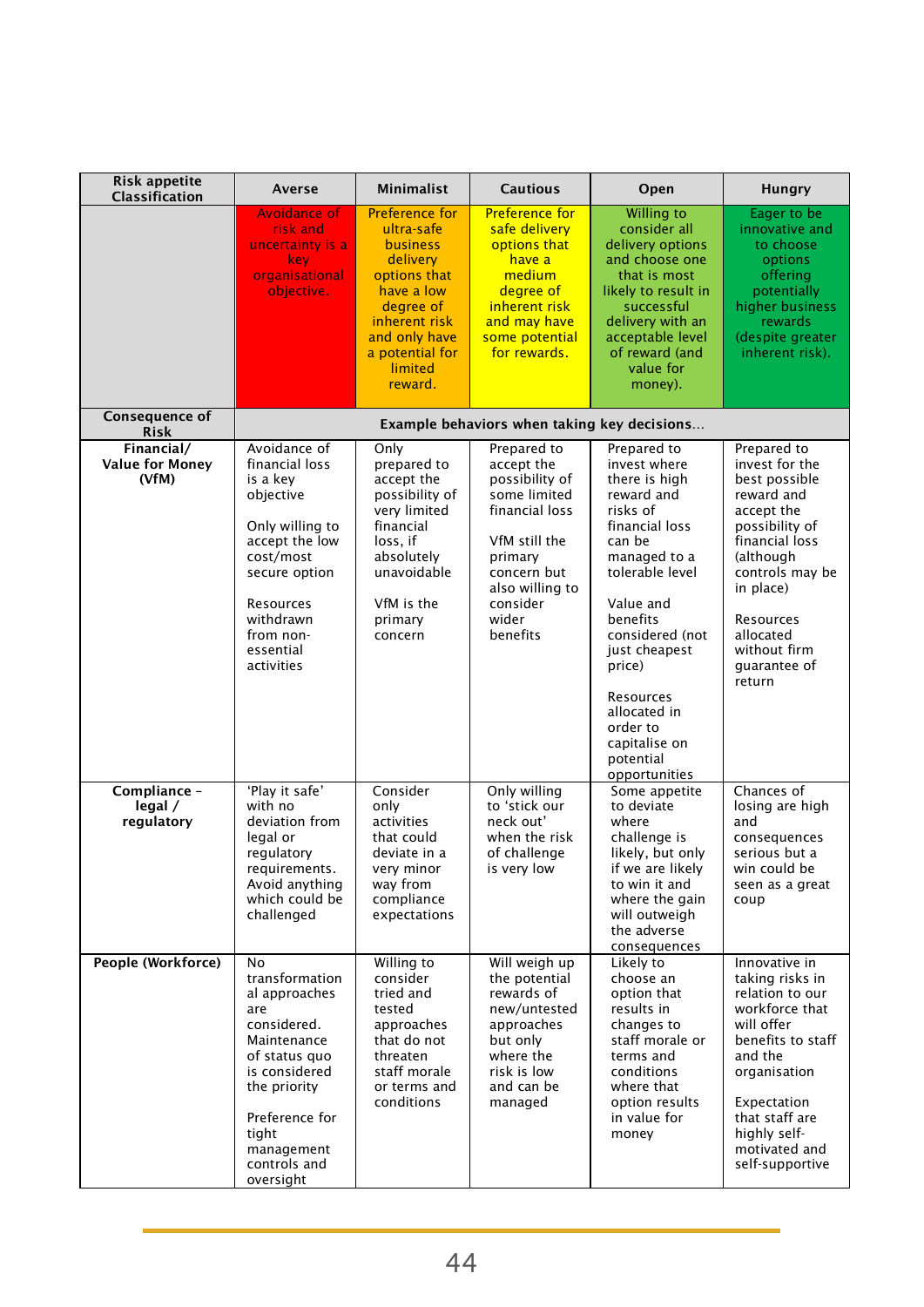| Risk appetite Classification | Averse | Minimalist | Cautious | Open | Hungry |
|---|---|---|---|---|---|
| | Avoidance of risk and uncertainty is a key organisational objective. | Preference for ultra-safe business delivery options that have a low degree of inherent risk and only have a potential for limited reward. | Preference for safe delivery options that have a medium degree of inherent risk and may have some potential for rewards. | Willing to consider all delivery options and choose one that is most likely to result in successful delivery with an acceptable level of reward (and value for money). | Eager to be innovative and to choose options offering potentially higher business rewards (despite greater inherent risk). |
| **Consequence of Risk** | **Example behaviors when taking key decisions…** | | | | |
| **Financial/ Value for Money (VfM)** | Avoidance of financial loss is a key objective<br><br>Only willing to accept the low cost/most secure option<br><br>Resources withdrawn from non-essential activities | Only prepared to accept the possibility of very limited financial loss, if absolutely unavoidable<br><br>VfM is the primary concern | Prepared to accept the possibility of some limited financial loss<br><br>VfM still the primary concern but also willing to consider wider benefits | Prepared to invest where there is high reward and risks of financial loss can be managed to a tolerable level<br><br>Value and benefits considered (not just cheapest price)<br><br>Resources allocated in order to capitalise on potential opportunities | Prepared to invest for the best possible reward and accept the possibility of financial loss (although controls may be in place)<br><br>Resources allocated without firm guarantee of return |
| **Compliance – legal / regulatory** | 'Play it safe' with no deviation from legal or regulatory requirements. Avoid anything which could be challenged | Consider only activities that could deviate in a very minor way from compliance expectations | Only willing to 'stick our neck out' when the risk of challenge is very low | Some appetite to deviate where challenge is likely, but only if we are likely to win it and where the gain will outweigh the adverse consequences | Chances of losing are high and consequences serious but a win could be seen as a great coup |
| **People (Workforce)** | No transformational approaches are considered. Maintenance of status quo is considered the priority<br><br>Preference for tight management controls and oversight | Willing to consider tried and tested approaches that do not threaten staff morale or terms and conditions | Will weigh up the potential rewards of new/untested approaches but only where the risk is low and can be managed | Likely to choose an option that results in changes to staff morale or terms and conditions where that option results in value for money | Innovative in taking risks in relation to our workforce that will offer benefits to staff and the organisation<br><br>Expectation that staff are highly self-motivated and self-supportive |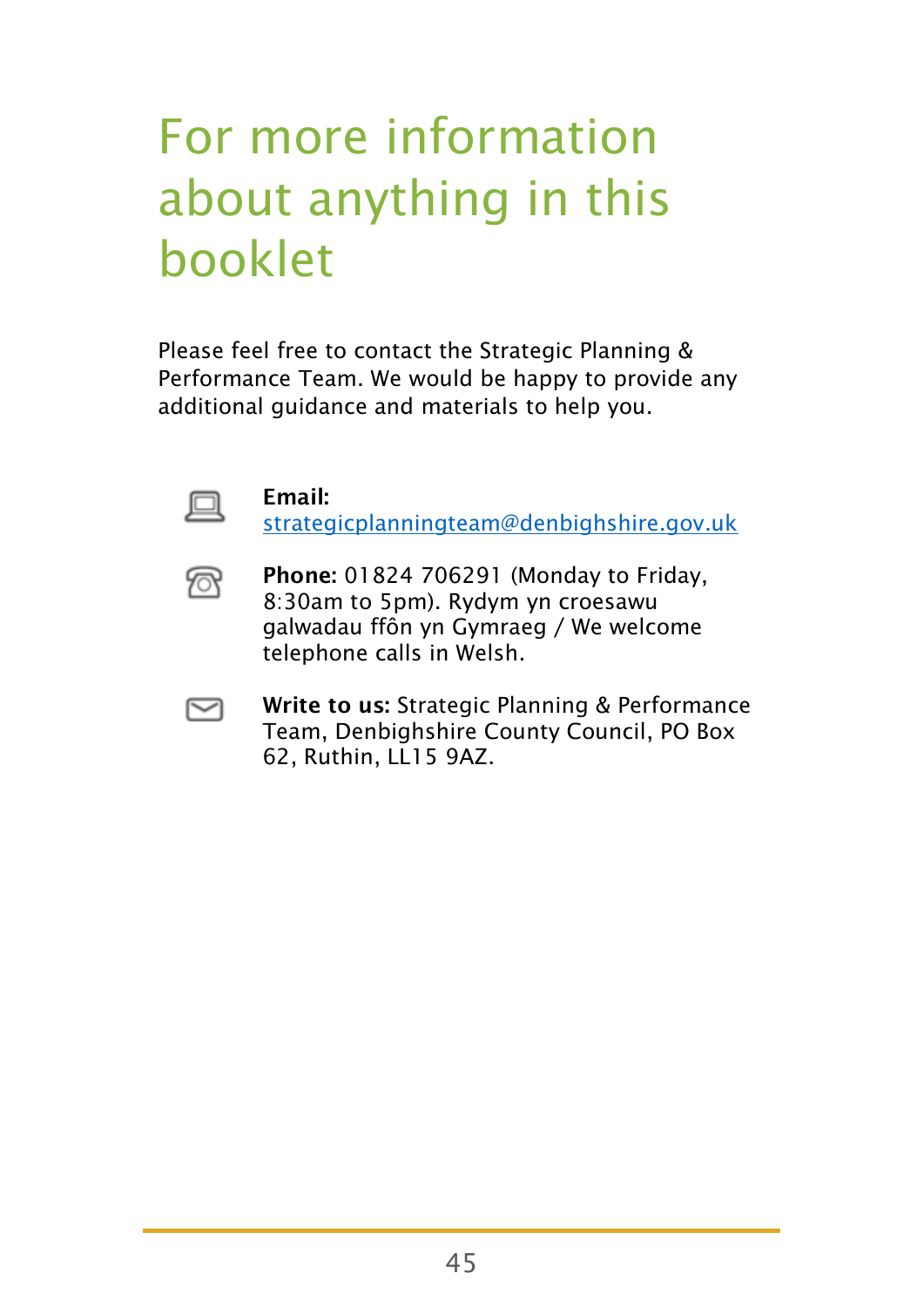# For more information about anything in this booklet

Please feel free to contact the Strategic Planning & Performance Team. We would be happy to provide any additional guidance and materials to help you.

**Email:** strategicplanningteam@denbighshire.gov.uk

**Phone:** 01824 706291 (Monday to Friday, 8:30am to 5pm). Rydym yn croesawu galwadau ffôn yn Gymraeg / We welcome telephone calls in Welsh.

**Write to us:** Strategic Planning & Performance Team, Denbighshire County Council, PO Box 62, Ruthin, LL15 9AZ.